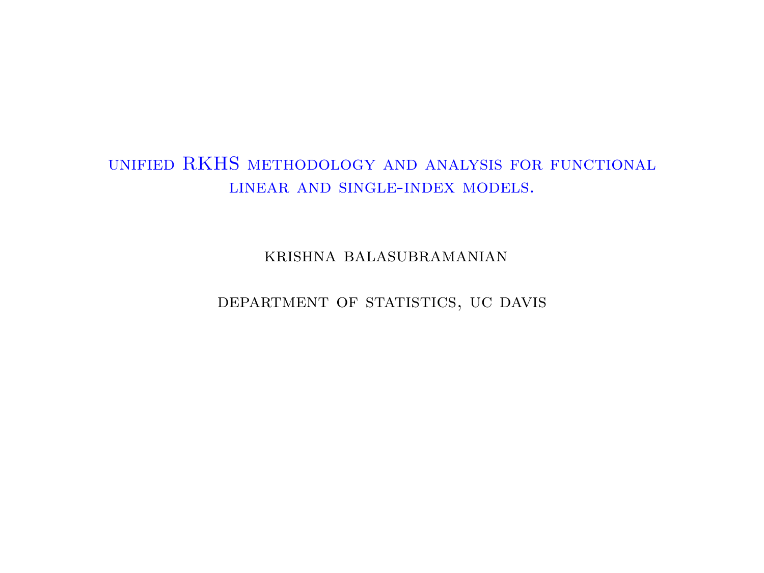# unified RKHS methodology and analysis for functional linear and single-index models.

krishna balasubramanian

department of statistics, uc davis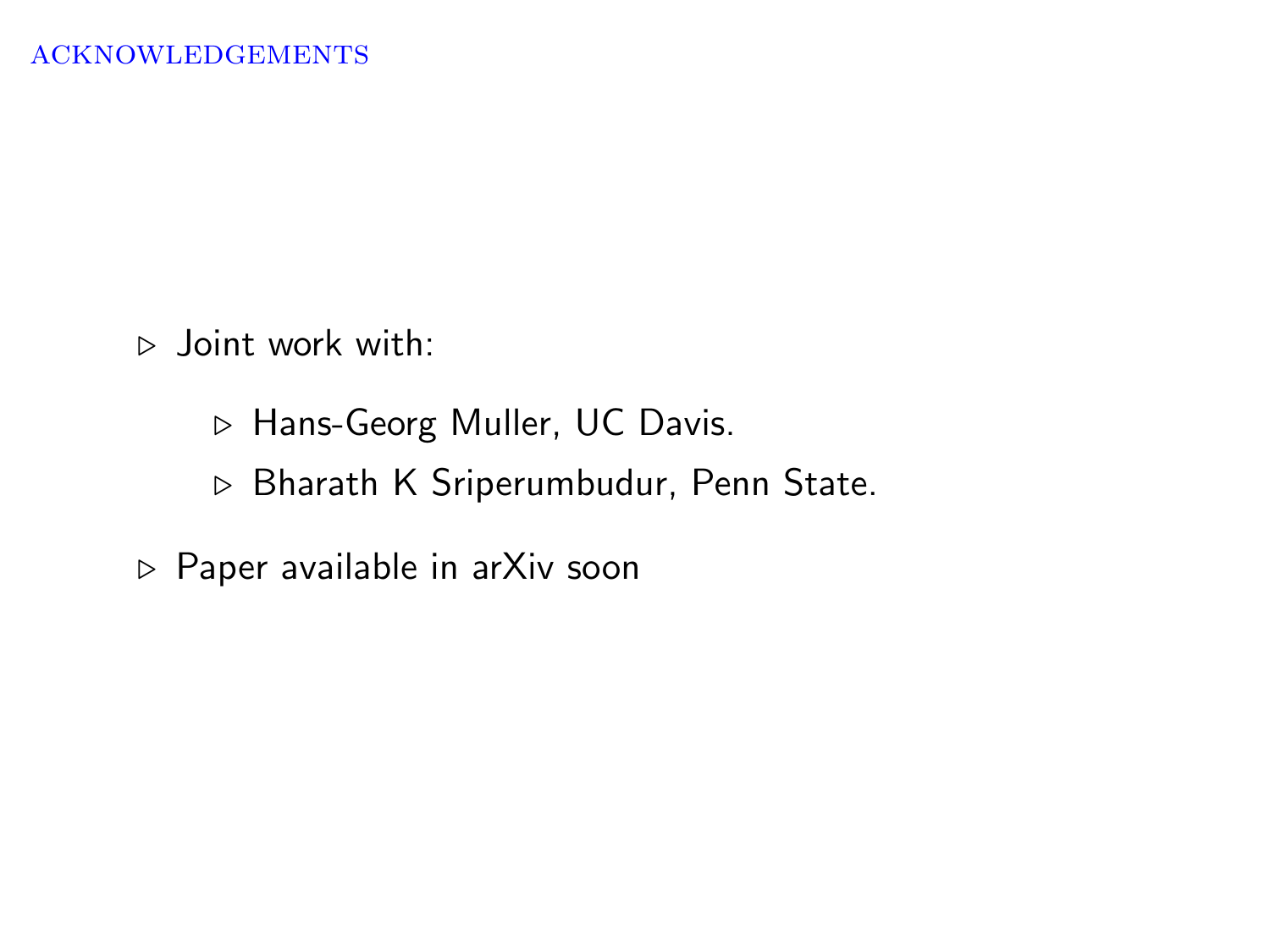## ACKNOWLEDGEMENTS

- Joint work with:
  - Hans-Georg Muller, UC Davis.
  - Bharath K Sriperumbudur, Penn State.
- Paper available in arXiv soon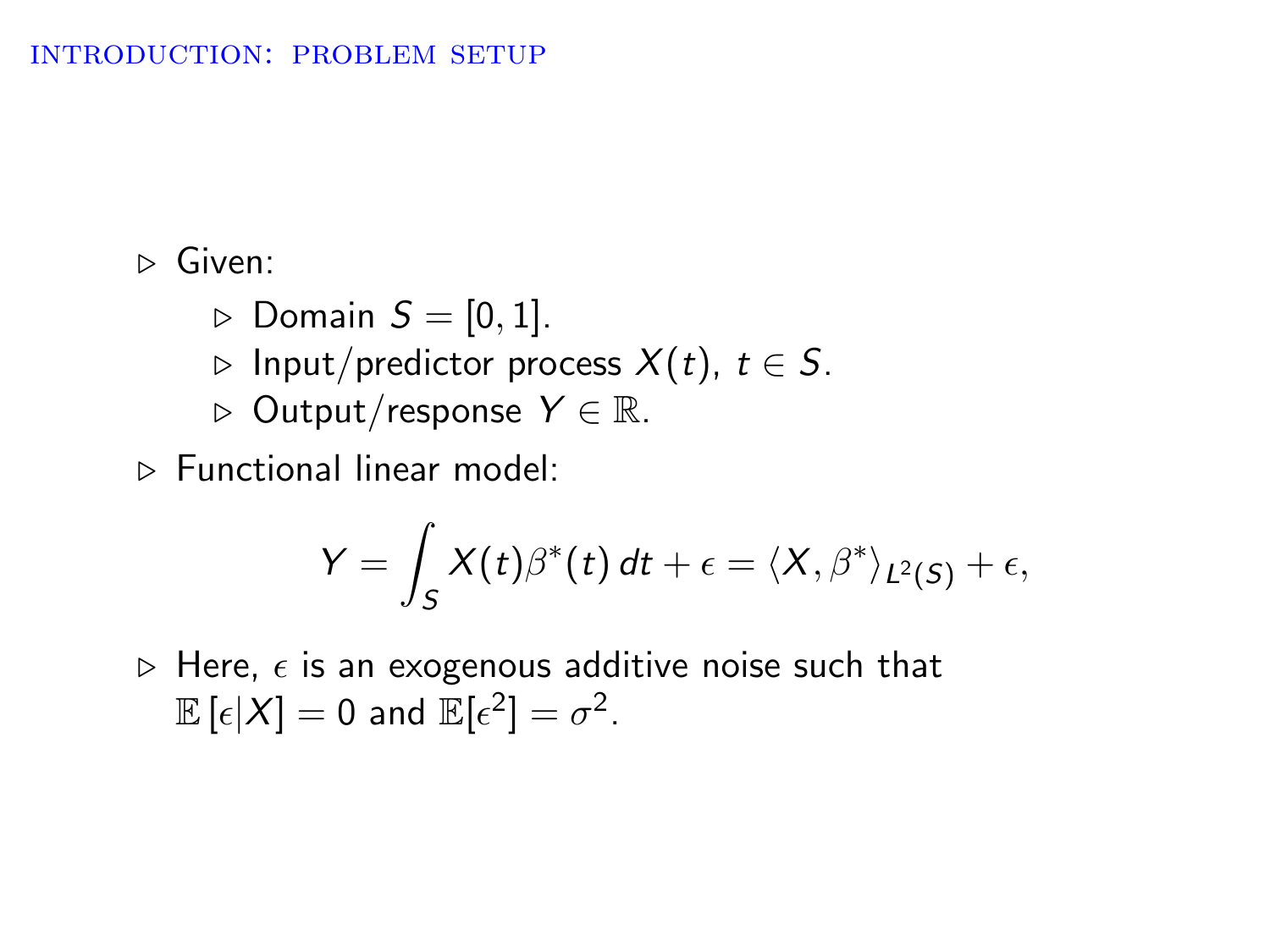## INTRODUCTION: PROBLEM SETUP

- Given:
  - Domain $S = [0, 1]$.
  - Input/predictor process $X(t)$, $t \in S$.
  - Output/response $Y \in \mathbb{R}$.
- Functional linear model:

$$Y = \int_S X(t)\beta^*(t)\, dt + \epsilon = \langle X, \beta^* \rangle_{L^2(S)} + \epsilon,$$

- Here, $\epsilon$ is an exogenous additive noise such that $\mathbb{E}[\epsilon|X] = 0$ and $\mathbb{E}[\epsilon^2] = \sigma^2$.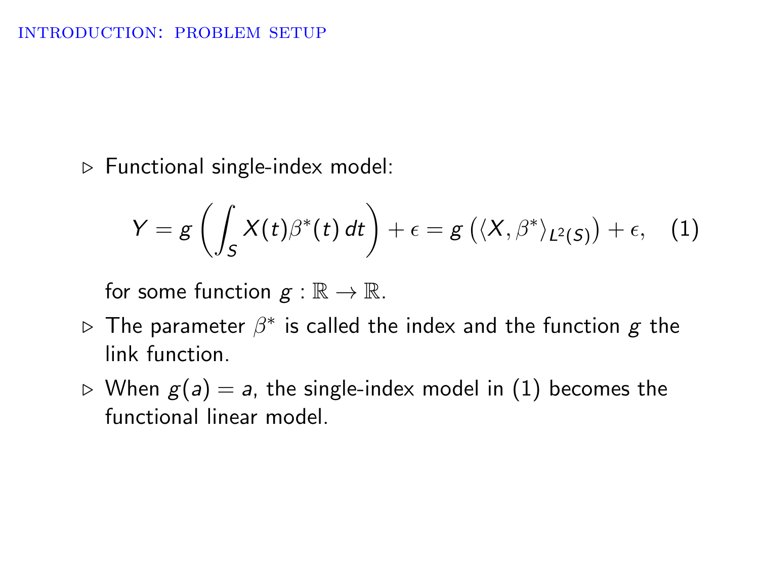## Introduction: Problem Setup

- Functional single-index model:

$$Y = g\left(\int_S X(t)\beta^*(t)\,dt\right) + \epsilon = g\left(\langle X, \beta^* \rangle_{L^2(S)}\right) + \epsilon, \quad (1)$$

  for some function $g : \mathbb{R} \to \mathbb{R}$.

- The parameter $\beta^*$ is called the index and the function $g$ the link function.
- When $g(a) = a$, the single-index model in (1) becomes the functional linear model.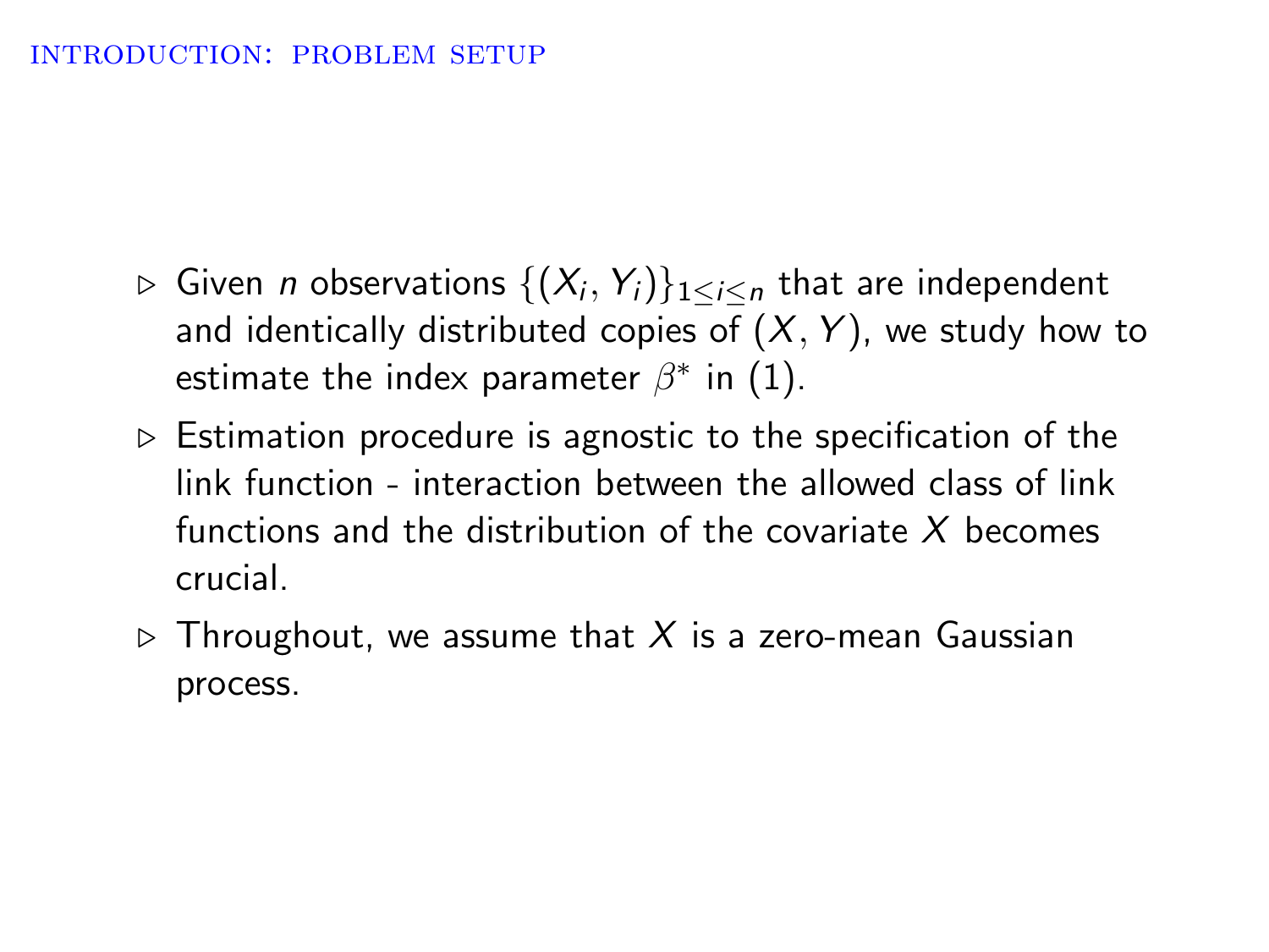## Introduction: Problem Setup

- Given $n$ observations $\{(X_i, Y_i)\}_{1 \leq i \leq n}$ that are independent and identically distributed copies of $(X, Y)$, we study how to estimate the index parameter $\beta^*$ in (1).
- Estimation procedure is agnostic to the specification of the link function - interaction between the allowed class of link functions and the distribution of the covariate $X$ becomes crucial.
- Throughout, we assume that $X$ is a zero-mean Gaussian process.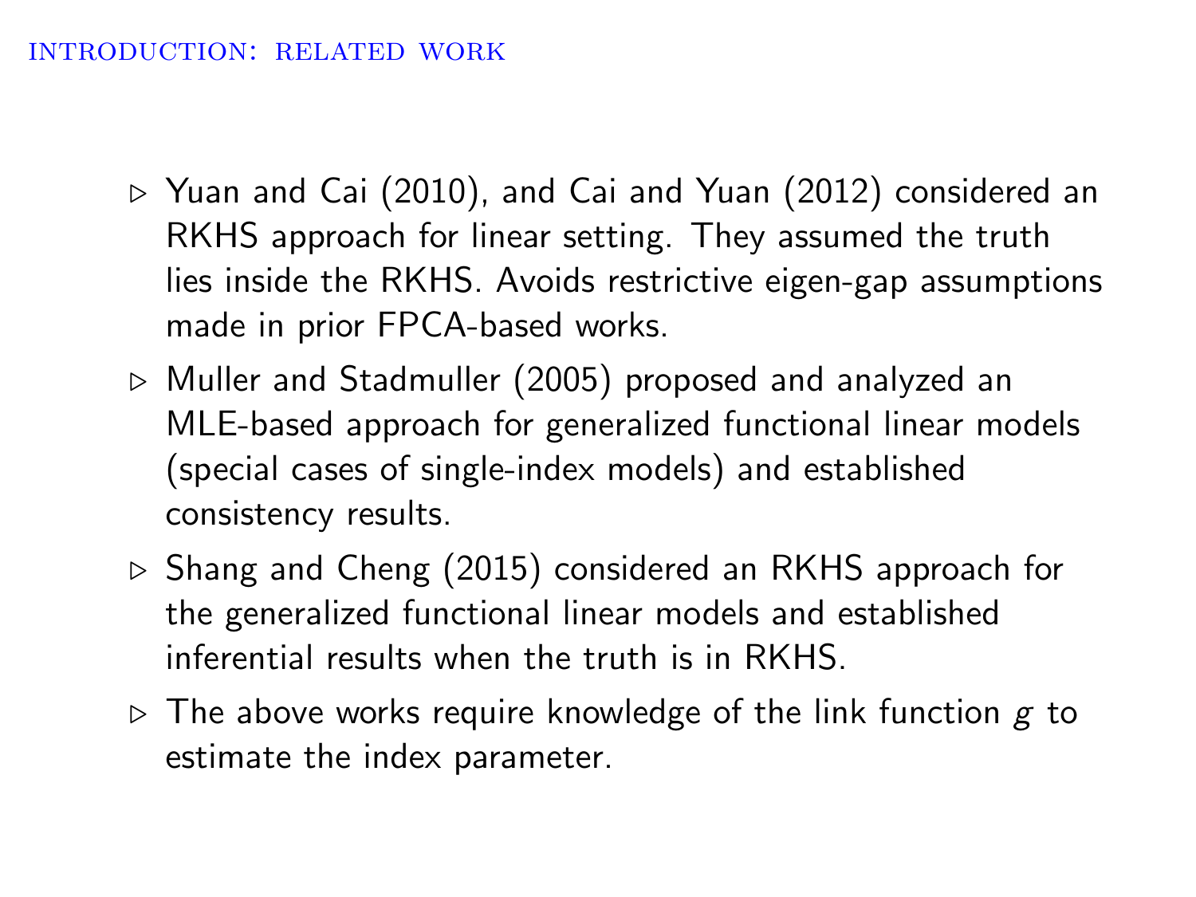## Introduction: Related Work

- Yuan and Cai (2010), and Cai and Yuan (2012) considered an RKHS approach for linear setting. They assumed the truth lies inside the RKHS. Avoids restrictive eigen-gap assumptions made in prior FPCA-based works.
- Muller and Stadmuller (2005) proposed and analyzed an MLE-based approach for generalized functional linear models (special cases of single-index models) and established consistency results.
- Shang and Cheng (2015) considered an RKHS approach for the generalized functional linear models and established inferential results when the truth is in RKHS.
- The above works require knowledge of the link function $g$ to estimate the index parameter.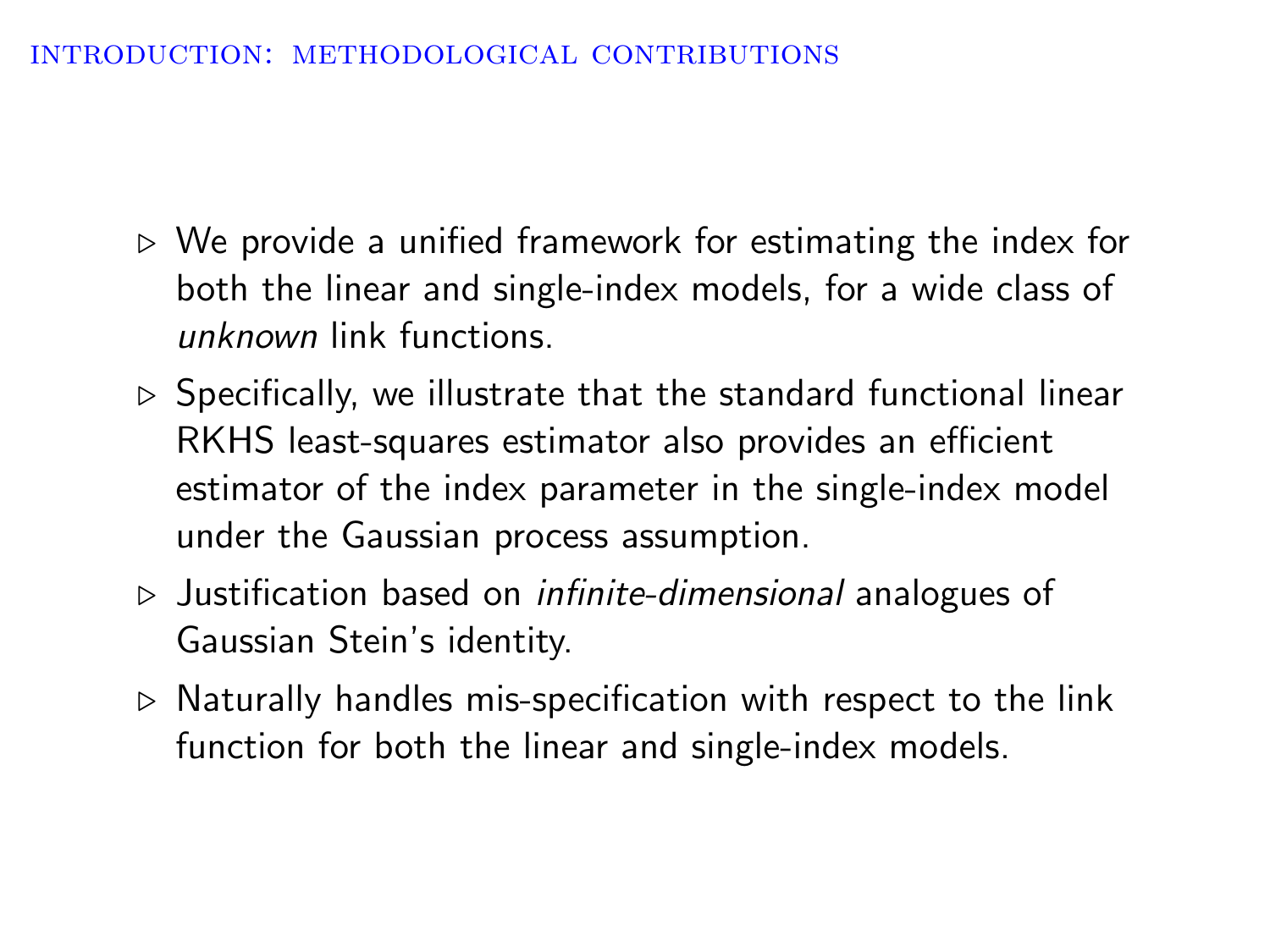## Introduction: Methodological Contributions

- We provide a unified framework for estimating the index for both the linear and single-index models, for a wide class of *unknown* link functions.
- Specifically, we illustrate that the standard functional linear RKHS least-squares estimator also provides an efficient estimator of the index parameter in the single-index model under the Gaussian process assumption.
- Justification based on *infinite-dimensional* analogues of Gaussian Stein's identity.
- Naturally handles mis-specification with respect to the link function for both the linear and single-index models.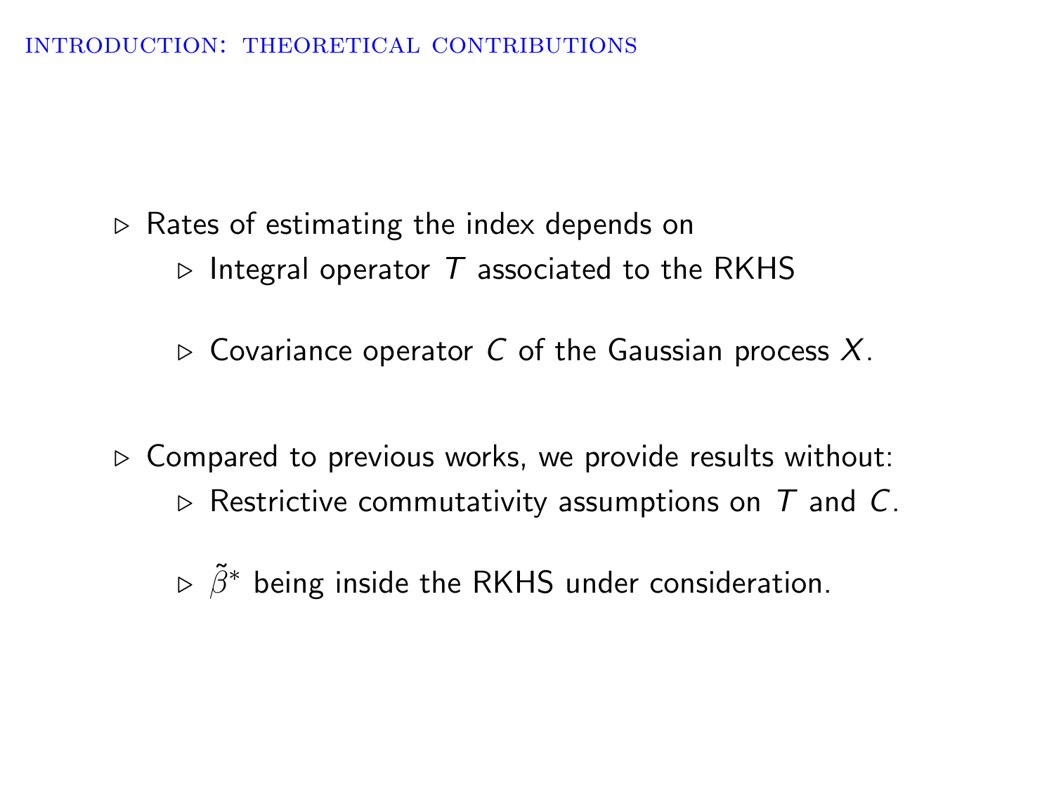## Introduction: Theoretical Contributions

- Rates of estimating the index depends on
  - Integral operator $T$ associated to the RKHS
  - Covariance operator $C$ of the Gaussian process $X$.
- Compared to previous works, we provide results without:
  - Restrictive commutativity assumptions on $T$ and $C$.
  - $\tilde{\beta}^*$ being inside the RKHS under consideration.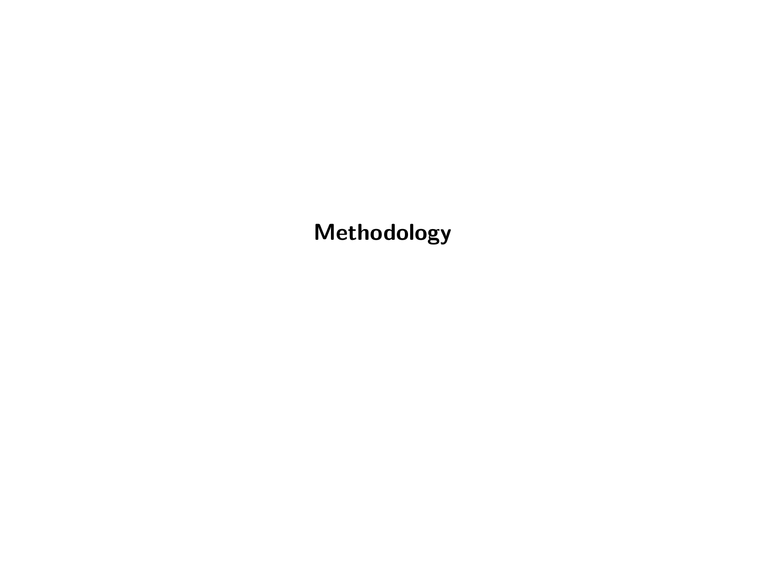# Methodology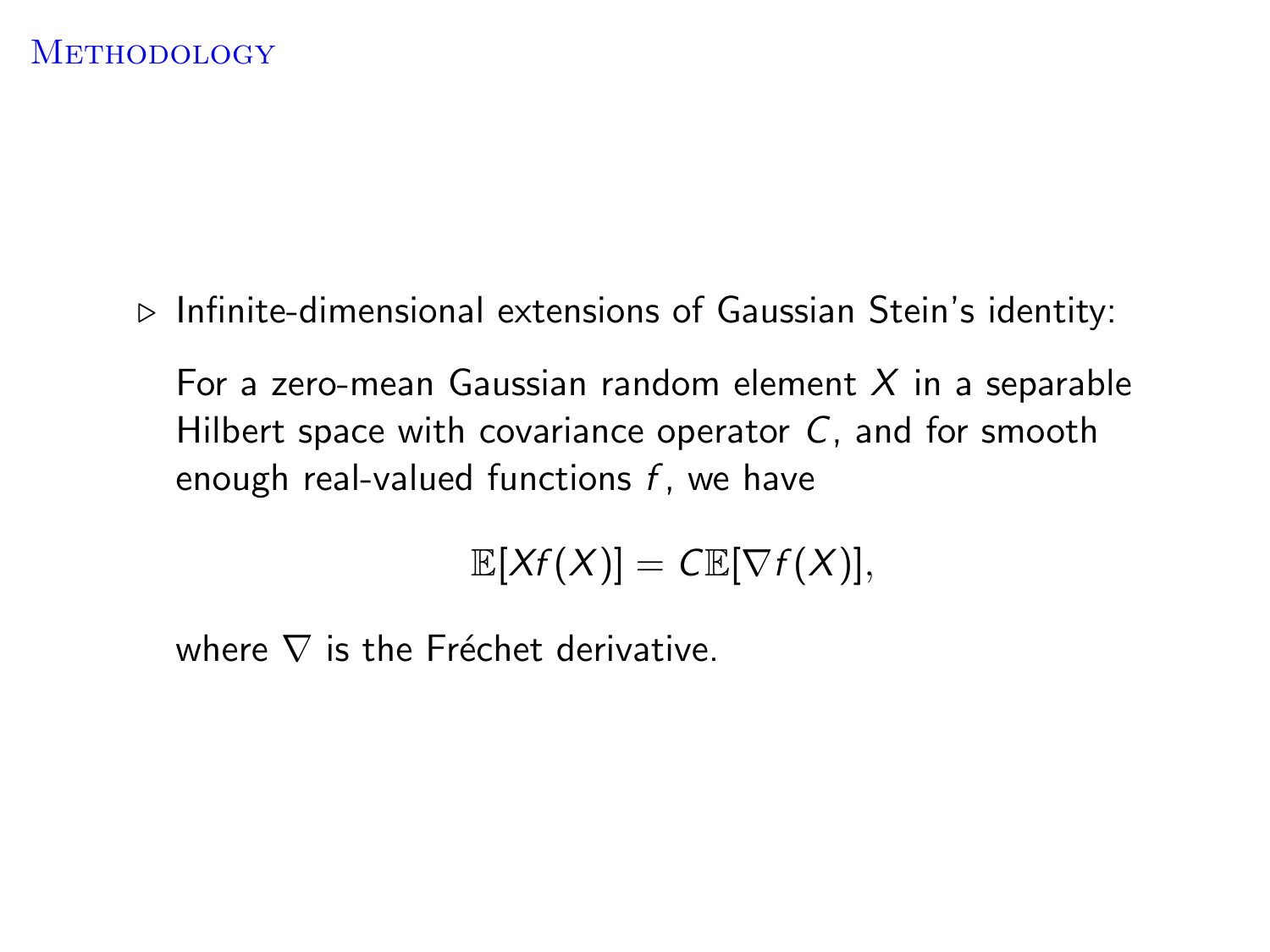# Methodology

▷ Infinite-dimensional extensions of Gaussian Stein's identity:

For a zero-mean Gaussian random element $X$ in a separable Hilbert space with covariance operator $C$, and for smooth enough real-valued functions $f$, we have

$$\mathbb{E}[Xf(X)] = C\mathbb{E}[\nabla f(X)],$$

where $\nabla$ is the Fréchet derivative.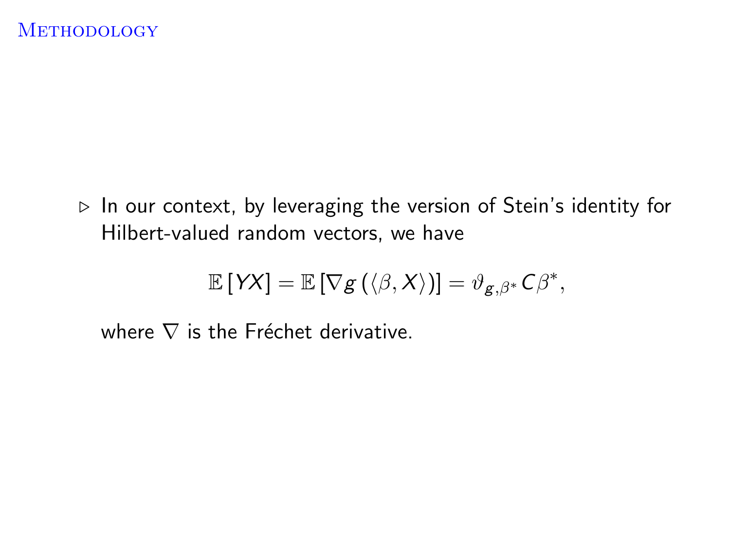# Methodology

- In our context, by leveraging the version of Stein's identity for Hilbert-valued random vectors, we have

$$\mathbb{E}\left[YX\right] = \mathbb{E}\left[\nabla g\left(\langle \beta, X \rangle\right)\right] = \vartheta_{g,\beta^*} C\beta^*,$$

where $\nabla$ is the Fréchet derivative.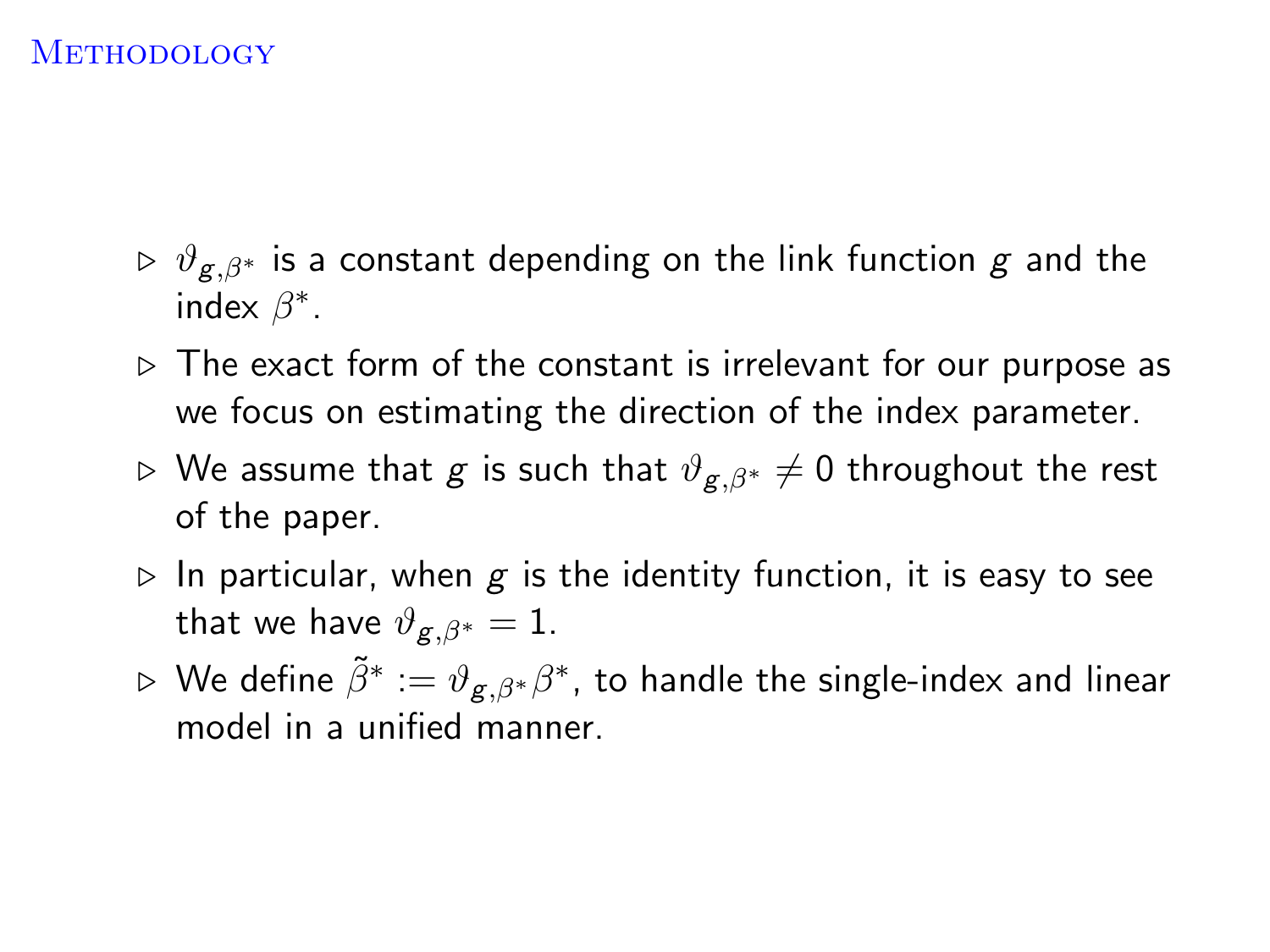# Methodology

- $\vartheta_{g,\beta^*}$ is a constant depending on the link function $g$ and the index $\beta^*$.
- The exact form of the constant is irrelevant for our purpose as we focus on estimating the direction of the index parameter.
- We assume that $g$ is such that $\vartheta_{g,\beta^*} \neq 0$ throughout the rest of the paper.
- In particular, when $g$ is the identity function, it is easy to see that we have $\vartheta_{g,\beta^*} = 1$.
- We define $\tilde{\beta}^* := \vartheta_{g,\beta^*}\beta^*$, to handle the single-index and linear model in a unified manner.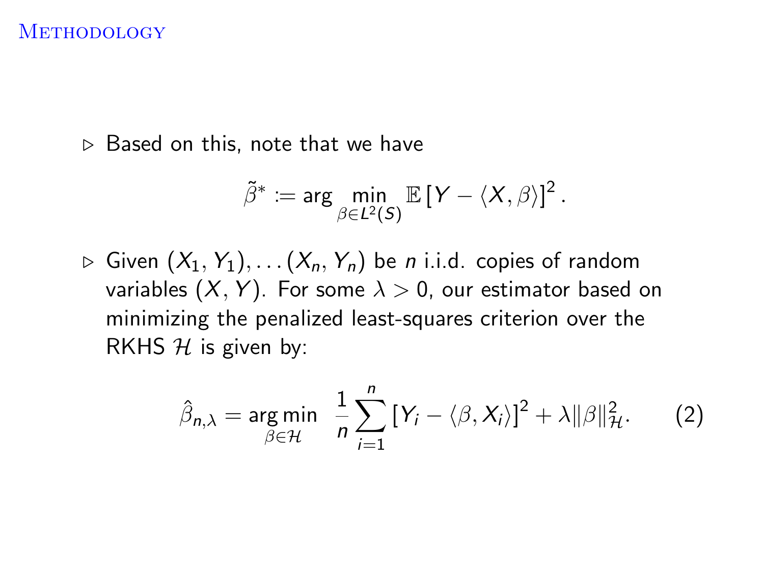# Methodology

- Based on this, note that we have

$$\tilde{\beta}^* := \arg \min_{\beta \in L^2(S)} \mathbb{E} \left[ Y - \langle X, \beta \rangle \right]^2.$$

- Given $(X_1, Y_1), \ldots (X_n, Y_n)$ be $n$ i.i.d. copies of random variables $(X, Y)$. For some $\lambda > 0$, our estimator based on minimizing the penalized least-squares criterion over the RKHS $\mathcal{H}$ is given by:

$$\hat{\beta}_{n,\lambda} = \arg\min_{\beta \in \mathcal{H}} \ \frac{1}{n} \sum_{i=1}^{n} \left[ Y_i - \langle \beta, X_i \rangle \right]^2 + \lambda \|\beta\|_{\mathcal{H}}^2. \qquad (2)$$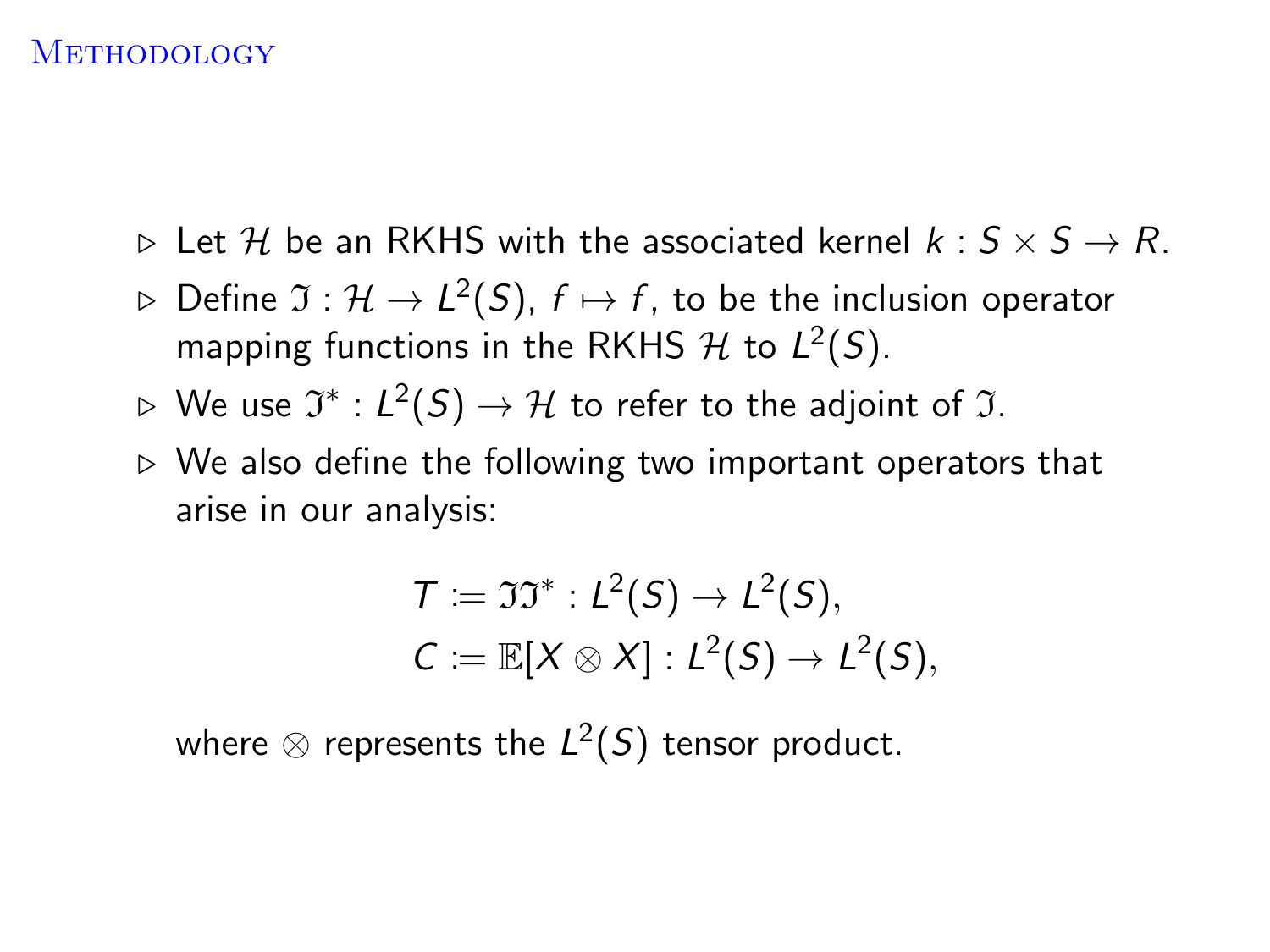# Methodology

- Let $\mathcal{H}$ be an RKHS with the associated kernel $k : S \times S \to R$.
- Define $\mathfrak{I} : \mathcal{H} \to L^2(S)$, $f \mapsto f$, to be the inclusion operator mapping functions in the RKHS $\mathcal{H}$ to $L^2(S)$.
- We use $\mathfrak{I}^* : L^2(S) \to \mathcal{H}$ to refer to the adjoint of $\mathfrak{I}$.
- We also define the following two important operators that arise in our analysis:

$$
\begin{aligned}
T &:= \mathfrak{I}\mathfrak{I}^* : L^2(S) \to L^2(S), \\
C &:= \mathbb{E}[X \otimes X] : L^2(S) \to L^2(S),
\end{aligned}
$$

  where $\otimes$ represents the $L^2(S)$ tensor product.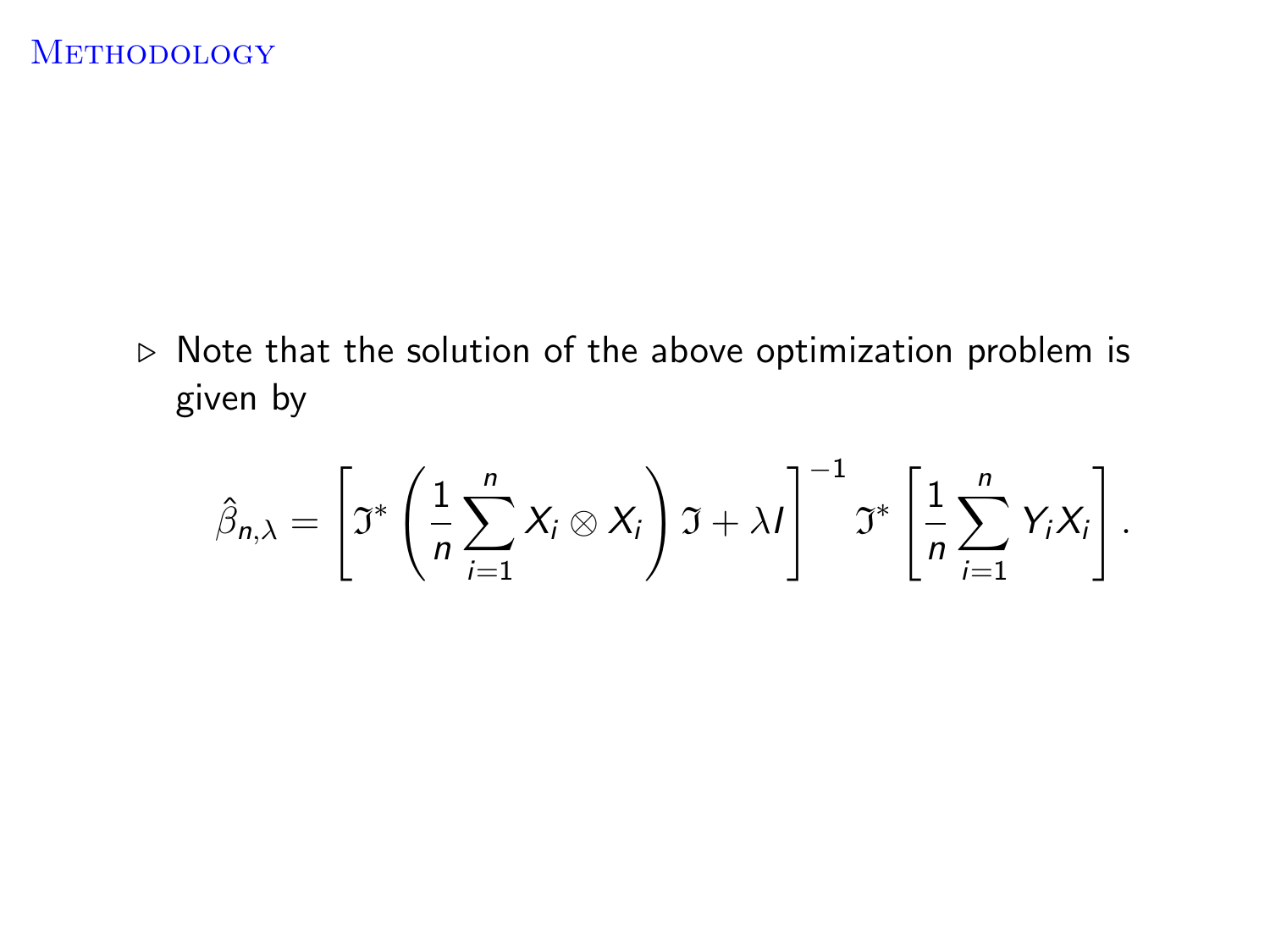## Methodology

- Note that the solution of the above optimization problem is given by

$$\hat{\beta}_{n,\lambda} = \left[ \mathfrak{I}^* \left( \frac{1}{n} \sum_{i=1}^{n} X_i \otimes X_i \right) \mathfrak{I} + \lambda I \right]^{-1} \mathfrak{I}^* \left[ \frac{1}{n} \sum_{i=1}^{n} Y_i X_i \right].$$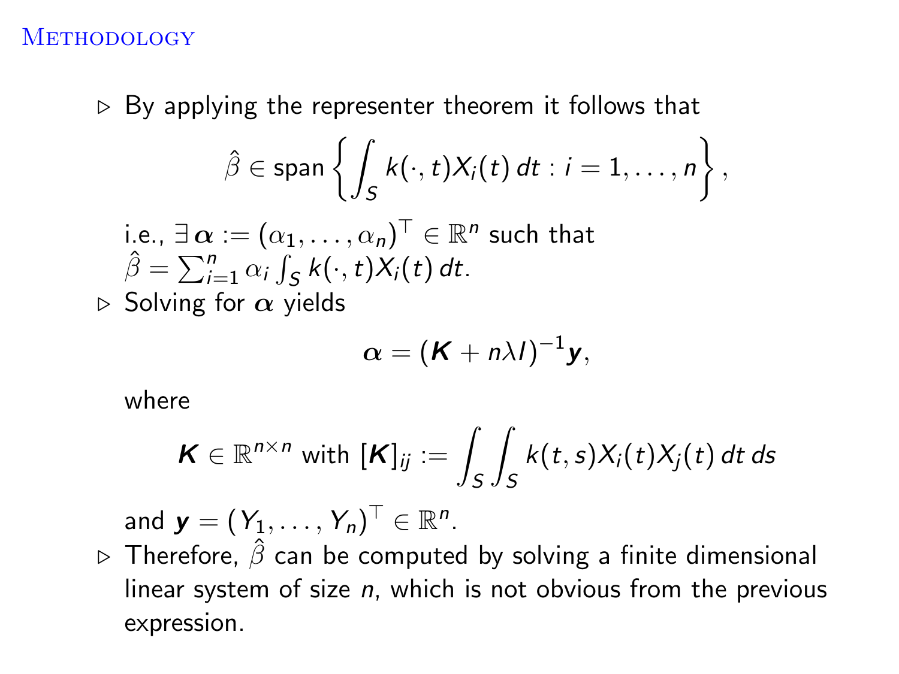# Methodology

- ▷ By applying the representer theorem it follows that

$$\hat{\beta} \in \operatorname{span}\left\{ \int_S k(\cdot, t) X_i(t)\, dt : i = 1, \ldots, n \right\},$$

i.e., $\exists\, \boldsymbol{\alpha} := (\alpha_1, \ldots, \alpha_n)^\top \in \mathbb{R}^n$ such that $\hat{\beta} = \sum_{i=1}^n \alpha_i \int_S k(\cdot, t) X_i(t)\, dt$.

- ▷ Solving for $\boldsymbol{\alpha}$ yields

$$\boldsymbol{\alpha} = (\boldsymbol{K} + n\lambda I)^{-1} \boldsymbol{y},$$

where

$$\boldsymbol{K} \in \mathbb{R}^{n \times n} \text{ with } [\boldsymbol{K}]_{ij} := \int_S \int_S k(t, s) X_i(t) X_j(t)\, dt\, ds$$

and $\boldsymbol{y} = (Y_1, \ldots, Y_n)^\top \in \mathbb{R}^n$.

- ▷ Therefore, $\hat{\beta}$ can be computed by solving a finite dimensional linear system of size $n$, which is not obvious from the previous expression.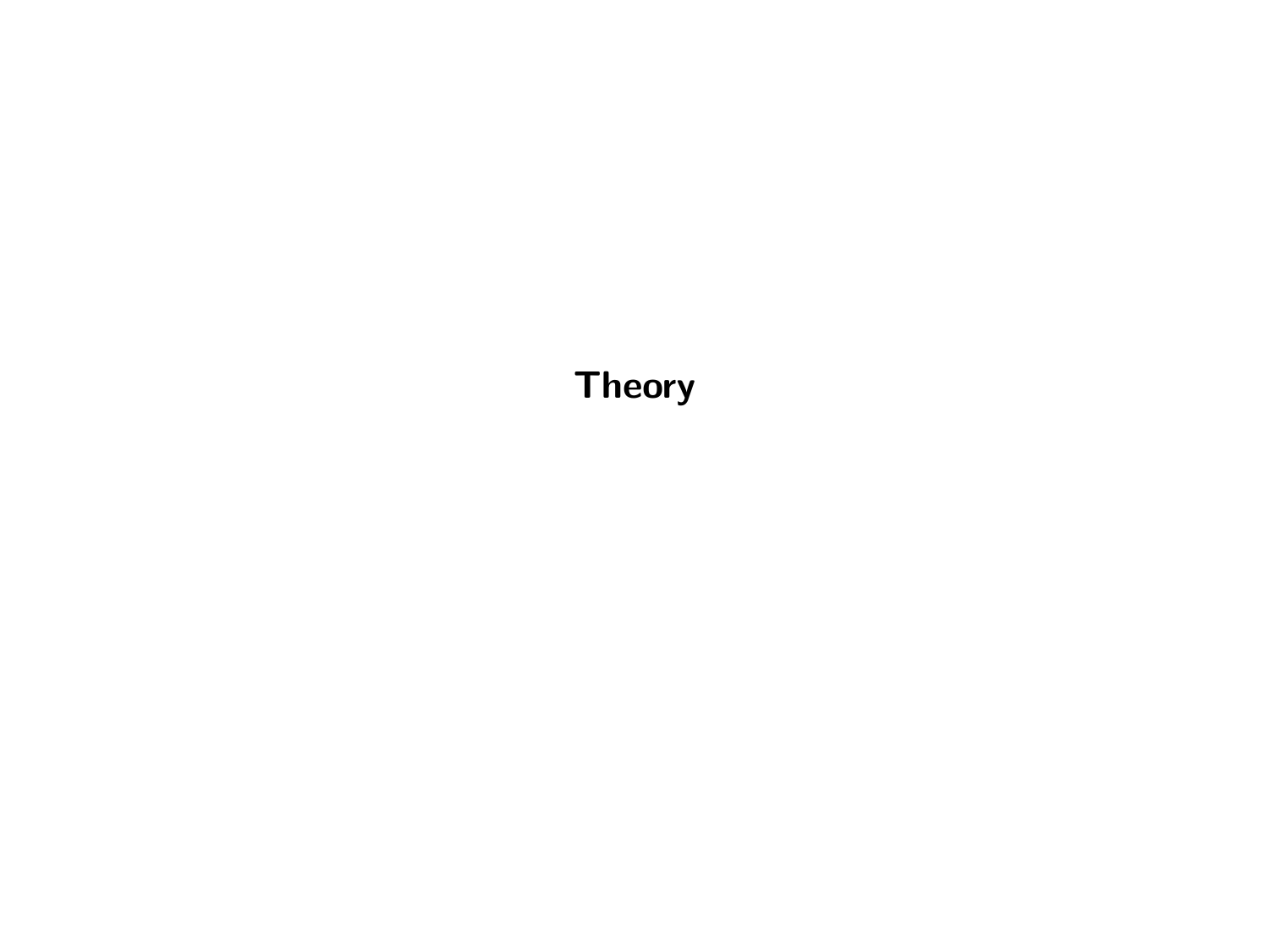# Theory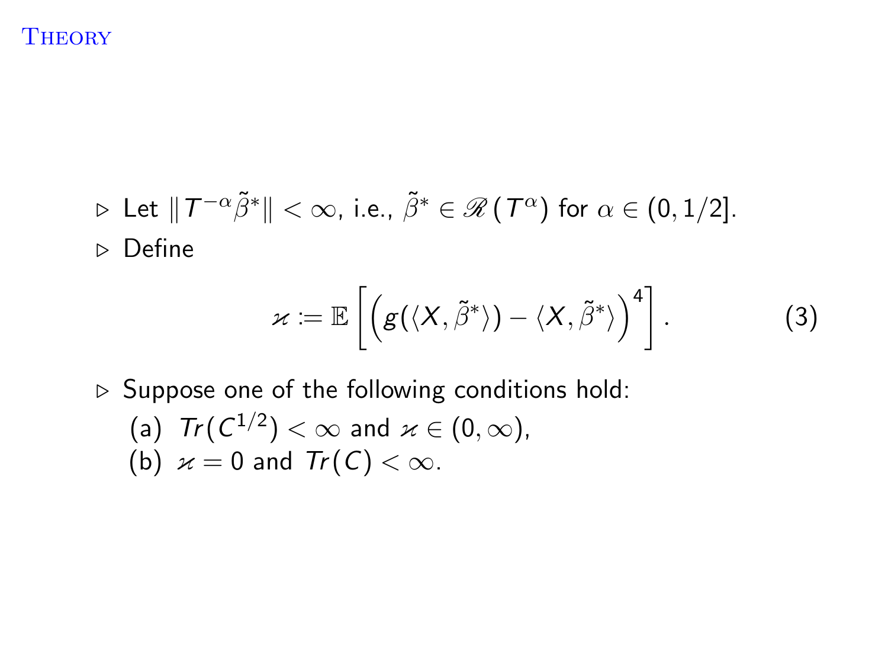# Theory

- ▷ Let $\| T^{-\alpha}\tilde{\beta}^* \| < \infty$, i.e., $\tilde{\beta}^* \in \mathscr{R}(T^\alpha)$ for $\alpha \in (0, 1/2]$.
- ▷ Define

$$\varkappa := \mathbb{E}\left[\left(g(\langle X, \tilde{\beta}^* \rangle) - \langle X, \tilde{\beta}^* \rangle\right)^4\right]. \tag{3}$$

- ▷ Suppose one of the following conditions hold:
  - (a) $Tr(C^{1/2}) < \infty$ and $\varkappa \in (0, \infty)$,
  - (b) $\varkappa = 0$ and $Tr(C) < \infty$.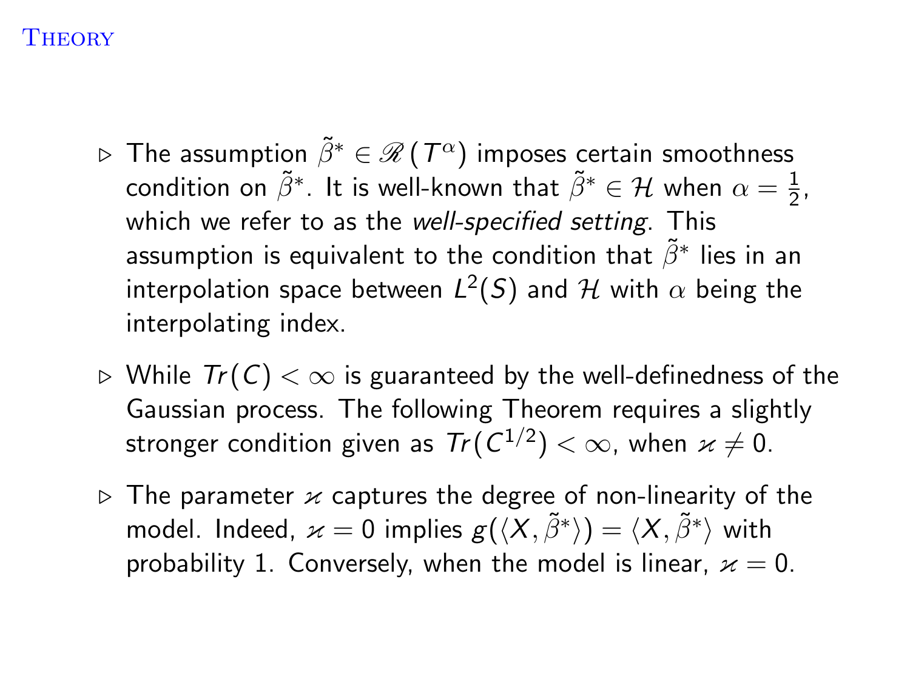# Theory

- The assumption $\tilde{\beta}^* \in \mathscr{R}(T^\alpha)$ imposes certain smoothness condition on $\tilde{\beta}^*$. It is well-known that $\tilde{\beta}^* \in \mathcal{H}$ when $\alpha = \frac{1}{2}$, which we refer to as the *well-specified setting*. This assumption is equivalent to the condition that $\tilde{\beta}^*$ lies in an interpolation space between $L^2(S)$ and $\mathcal{H}$ with $\alpha$ being the interpolating index.
- While $Tr(C) < \infty$ is guaranteed by the well-definedness of the Gaussian process. The following Theorem requires a slightly stronger condition given as $Tr(C^{1/2}) < \infty$, when $\varkappa \neq 0$.
- The parameter $\varkappa$ captures the degree of non-linearity of the model. Indeed, $\varkappa = 0$ implies $g(\langle X, \tilde{\beta}^* \rangle) = \langle X, \tilde{\beta}^* \rangle$ with probability 1. Conversely, when the model is linear, $\varkappa = 0$.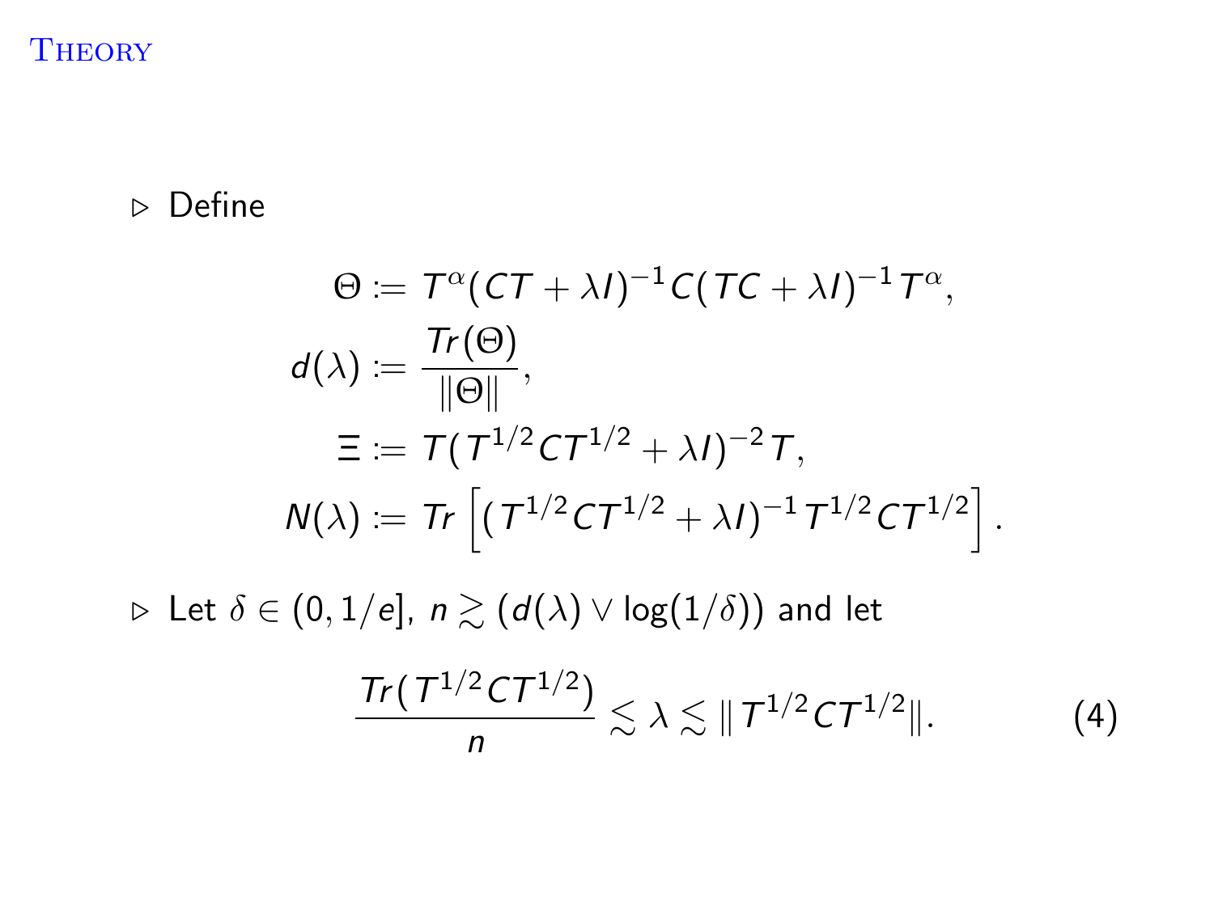# Theory

- ▷ Define

$$
\begin{aligned}
\Theta &:= T^{\alpha}(CT + \lambda I)^{-1} C (TC + \lambda I)^{-1} T^{\alpha}, \\
d(\lambda) &:= \frac{Tr(\Theta)}{\|\Theta\|}, \\
\Xi &:= T (T^{1/2} C T^{1/2} + \lambda I)^{-2} T, \\
N(\lambda) &:= Tr\left[ (T^{1/2} C T^{1/2} + \lambda I)^{-1} T^{1/2} C T^{1/2} \right].
\end{aligned}
$$

- ▷ Let $\delta \in (0, 1/e]$, $n \gtrsim (d(\lambda) \vee \log(1/\delta))$ and let

$$
\frac{Tr(T^{1/2} C T^{1/2})}{n} \lesssim \lambda \lesssim \| T^{1/2} C T^{1/2} \|. \tag{4}
$$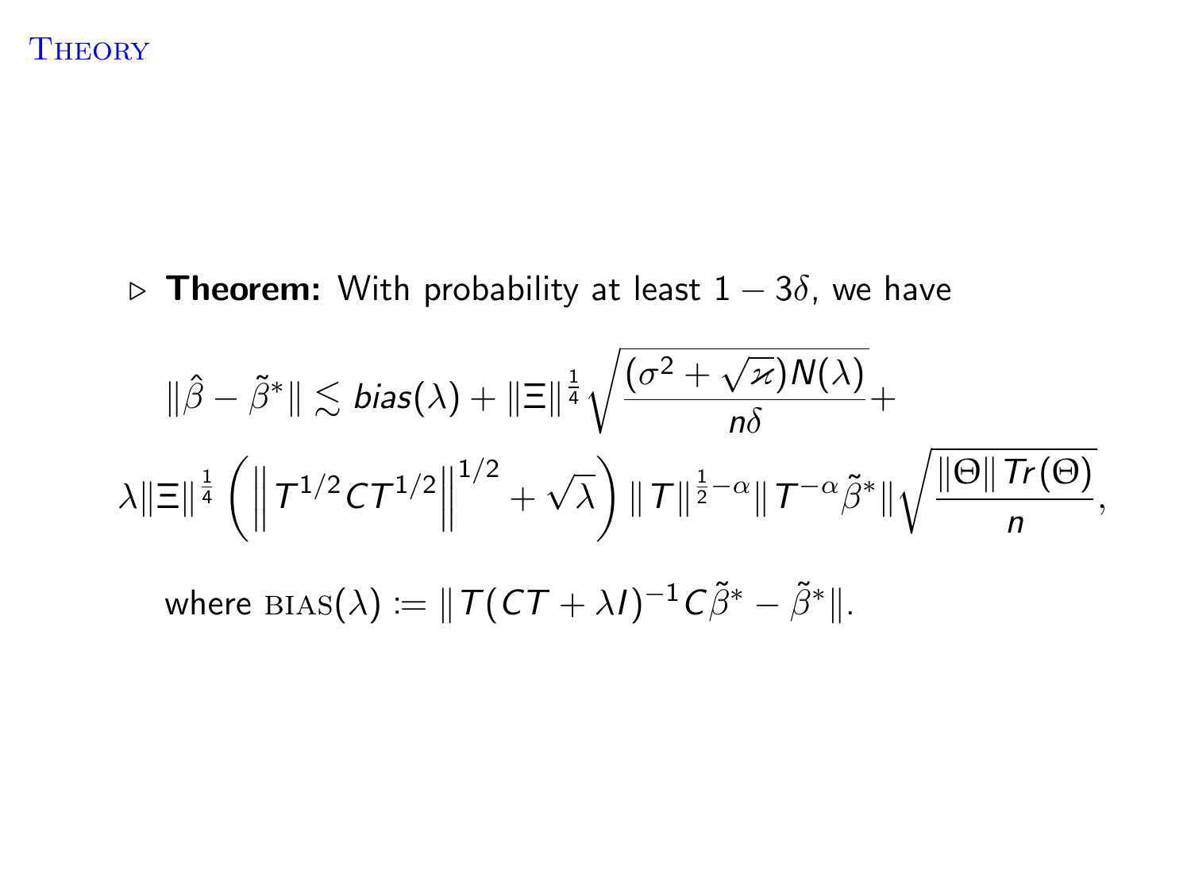# Theory

▷ **Theorem:** With probability at least $1 - 3\delta$, we have

$$\|\hat{\beta} - \tilde{\beta}^*\| \lesssim \textit{bias}(\lambda) + \|\Xi\|^{\frac{1}{4}} \sqrt{\frac{(\sigma^2 + \sqrt{\varkappa}) N(\lambda)}{n\delta}} +$$

$$\lambda \|\Xi\|^{\frac{1}{4}} \left( \left\| T^{1/2} C T^{1/2} \right\|^{1/2} + \sqrt{\lambda} \right) \|T\|^{\frac{1}{2}-\alpha} \|T^{-\alpha} \tilde{\beta}^*\| \sqrt{\frac{\|\Theta\| \, Tr(\Theta)}{n}},$$

where $\text{BIAS}(\lambda) := \|T(CT + \lambda I)^{-1} C \tilde{\beta}^* - \tilde{\beta}^*\|$.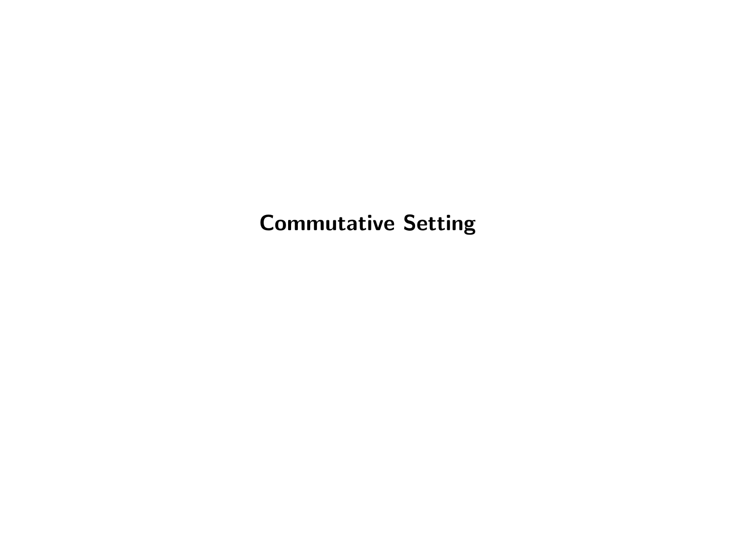# Commutative Setting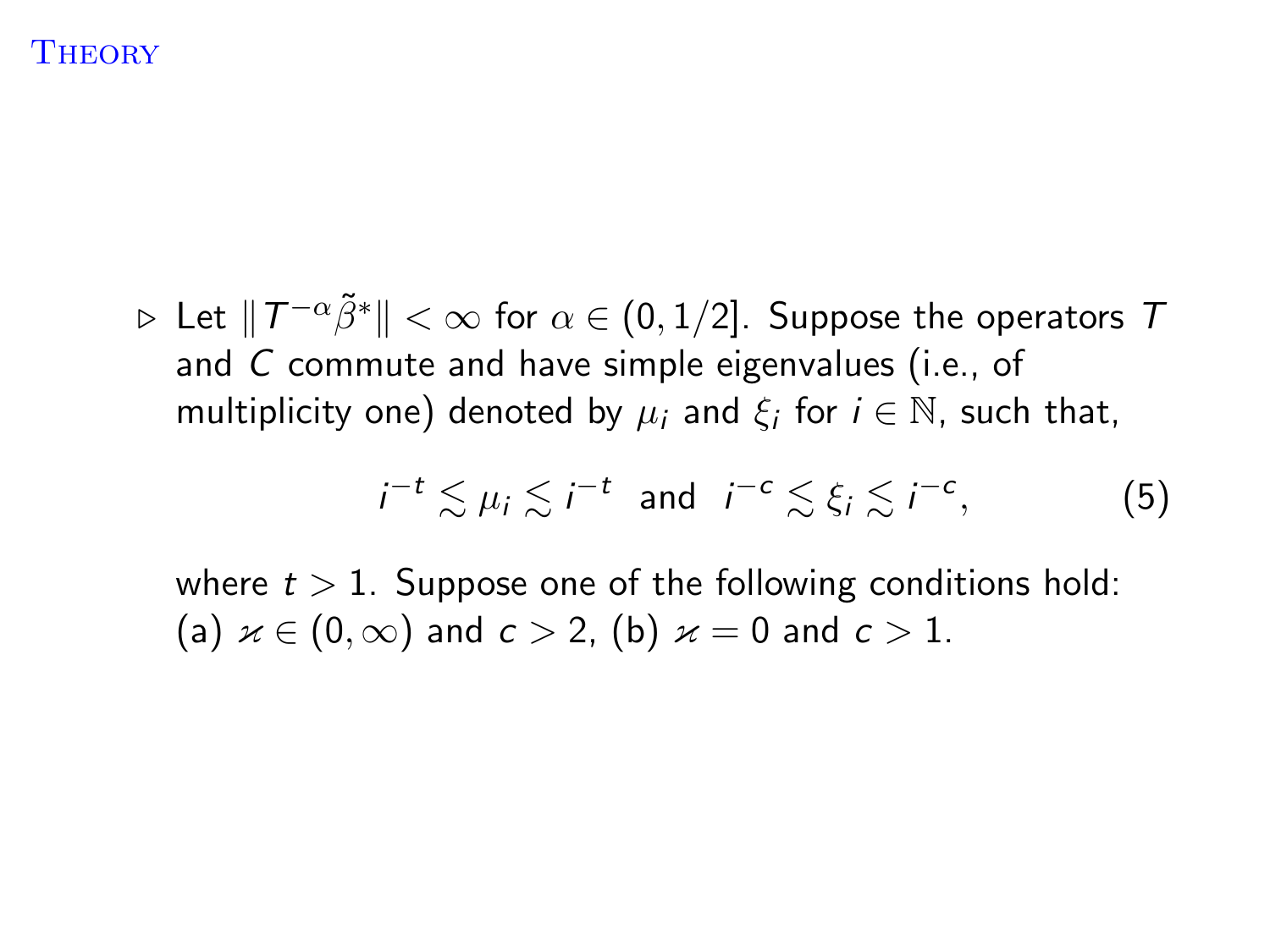# Theory

▷ Let $\| T^{-\alpha}\tilde{\beta}^{*}\| < \infty$ for $\alpha \in (0, 1/2]$. Suppose the operators $T$ and $C$ commute and have simple eigenvalues (i.e., of multiplicity one) denoted by $\mu_i$ and $\xi_i$ for $i \in \mathbb{N}$, such that,

$$i^{-t} \lesssim \mu_i \lesssim i^{-t} \quad \text{and} \quad i^{-c} \lesssim \xi_i \lesssim i^{-c}, \tag{5}$$

where $t > 1$. Suppose one of the following conditions hold: (a) $\varkappa \in (0, \infty)$ and $c > 2$, (b) $\varkappa = 0$ and $c > 1$.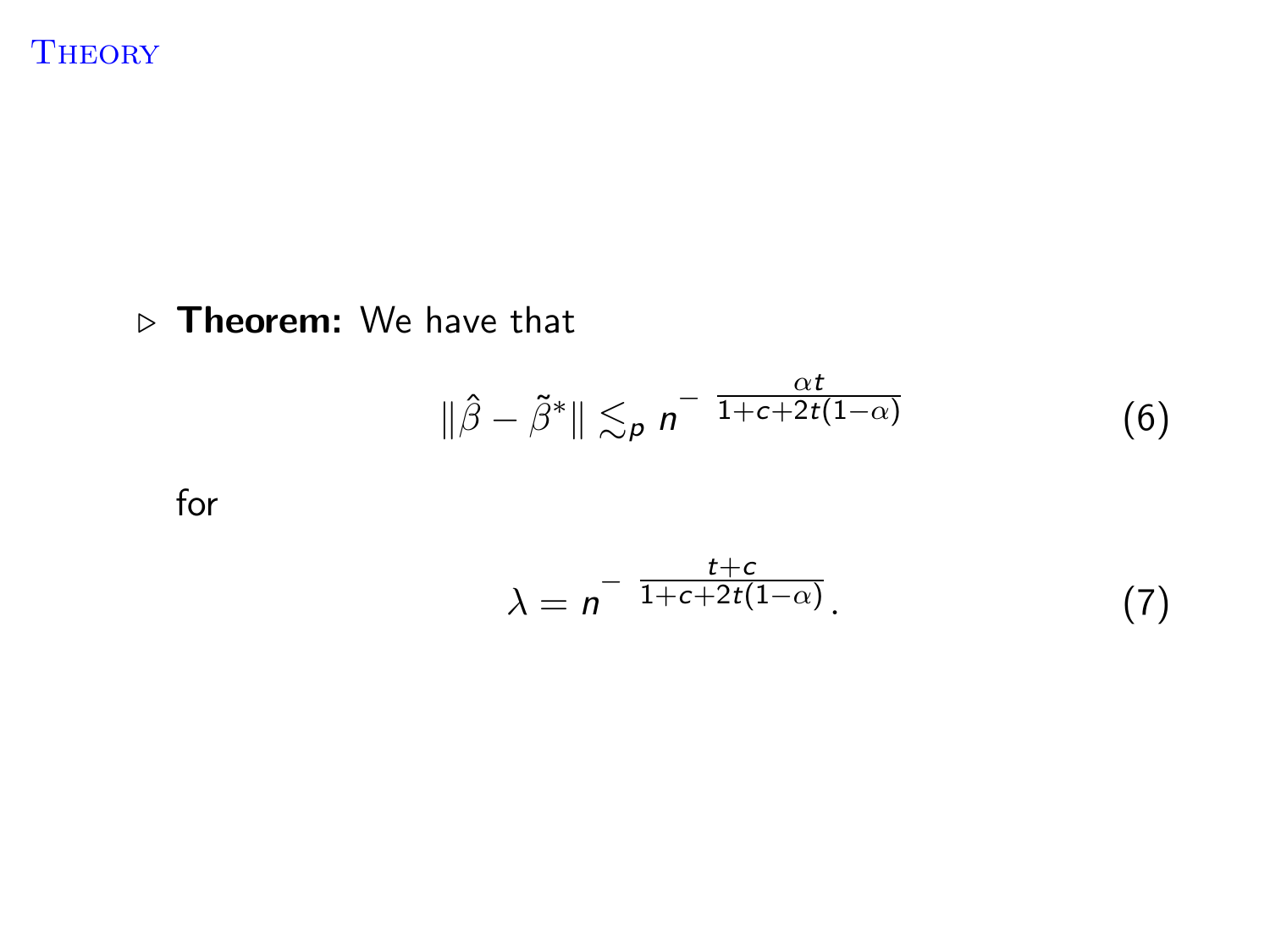# Theory

▷ **Theorem:** We have that

$$\|\hat{\beta} - \tilde{\beta}^*\| \lesssim_p n^{-\frac{\alpha t}{1+c+2t(1-\alpha)}} \tag{6}$$

for

$$\lambda = n^{-\frac{t+c}{1+c+2t(1-\alpha)}}. \tag{7}$$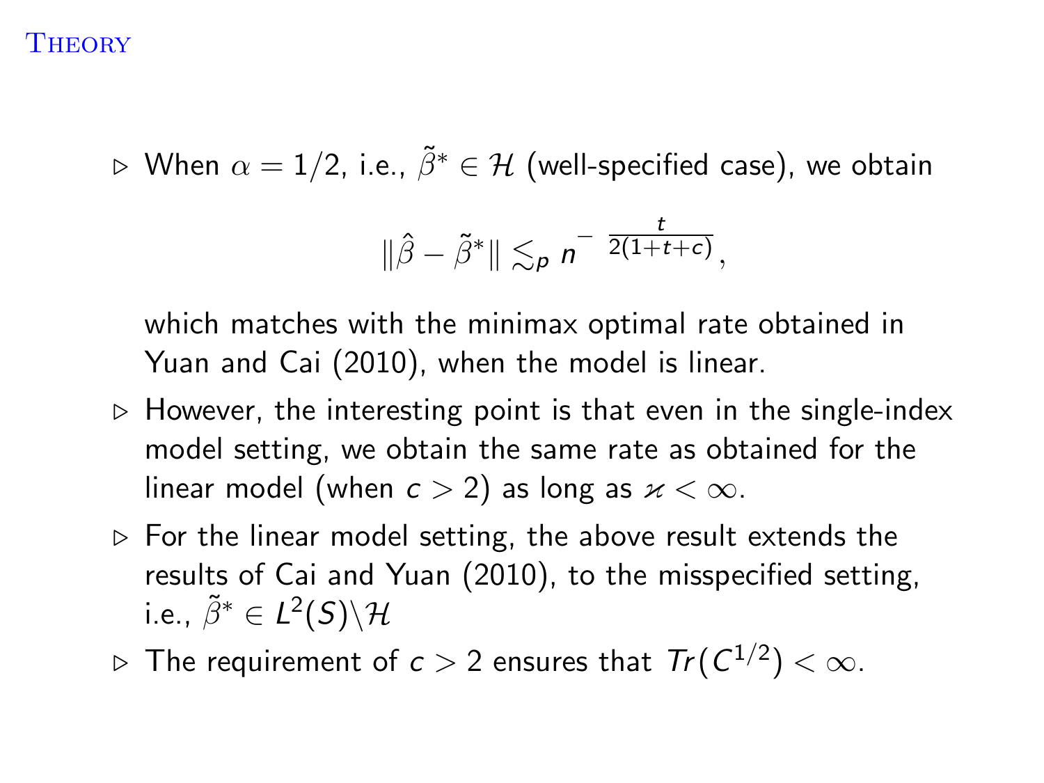# Theory

- When $\alpha = 1/2$, i.e., $\tilde{\beta}^* \in \mathcal{H}$ (well-specified case), we obtain

$$\|\hat{\beta} - \tilde{\beta}^*\| \lesssim_p n^{-\frac{t}{2(1+t+c)}},$$

  which matches with the minimax optimal rate obtained in Yuan and Cai (2010), when the model is linear.
- However, the interesting point is that even in the single-index model setting, we obtain the same rate as obtained for the linear model (when $c > 2$) as long as $\varkappa < \infty$.
- For the linear model setting, the above result extends the results of Cai and Yuan (2010), to the misspecified setting, i.e., $\tilde{\beta}^* \in L^2(S) \backslash \mathcal{H}$
- The requirement of $c > 2$ ensures that $Tr(C^{1/2}) < \infty$.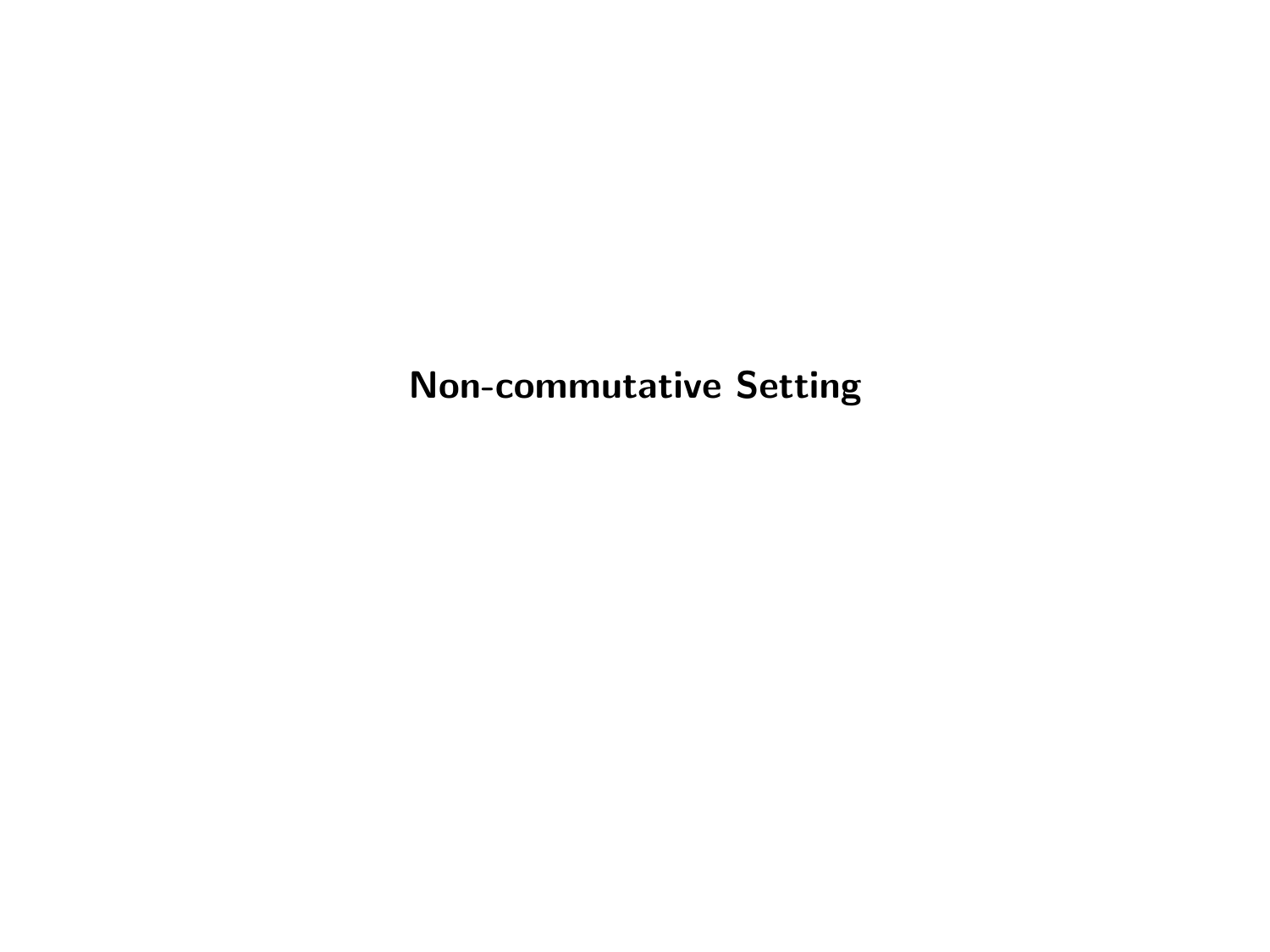# Non-commutative Setting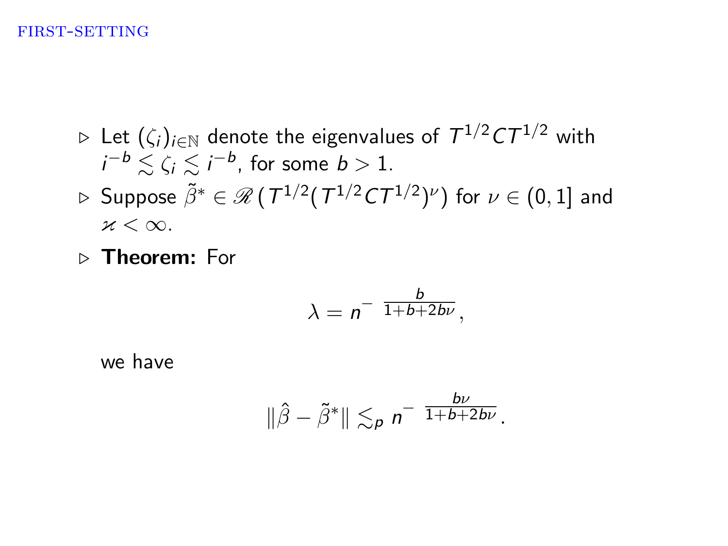FIRST-SETTING

- ▷ Let $(\zeta_i)_{i\in\mathbb{N}}$ denote the eigenvalues of $T^{1/2}CT^{1/2}$ with $i^{-b} \lesssim \zeta_i \lesssim i^{-b}$, for some $b > 1$.
- ▷ Suppose $\tilde{\beta}^* \in \mathscr{R}\left(T^{1/2}(T^{1/2}CT^{1/2})^{\nu}\right)$ for $\nu \in (0, 1]$ and $\varkappa < \infty$.
- ▷ **Theorem:** For

$$\lambda = n^{-\frac{b}{1+b+2b\nu}},$$

we have

$$\|\hat{\beta} - \tilde{\beta}^*\| \lesssim_p n^{-\frac{b\nu}{1+b+2b\nu}}.$$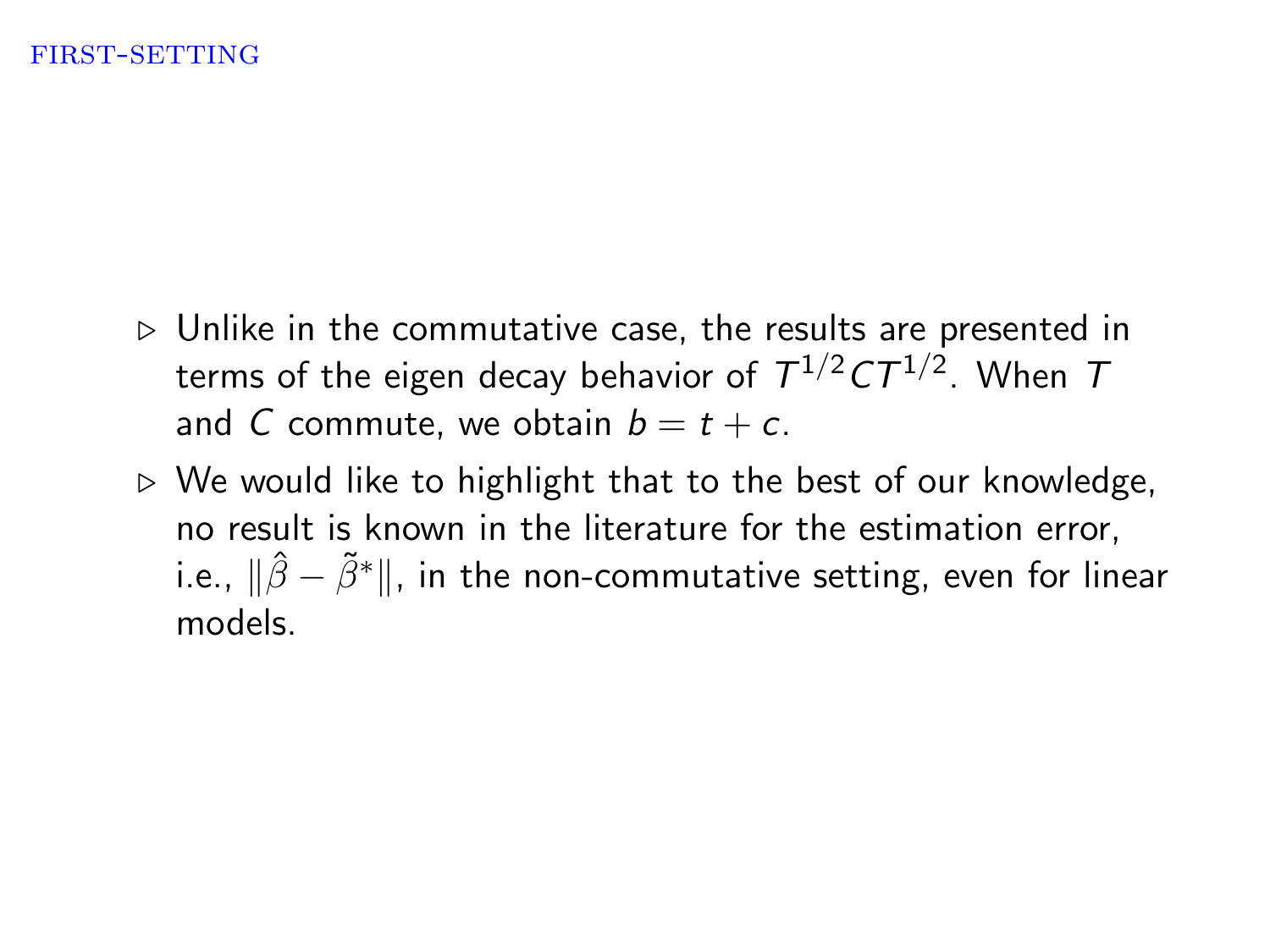- Unlike in the commutative case, the results are presented in terms of the eigen decay behavior of $T^{1/2}CT^{1/2}$. When $T$ and $C$ commute, we obtain $b = t + c$.
- We would like to highlight that to the best of our knowledge, no result is known in the literature for the estimation error, i.e., $\|\hat{\beta} - \tilde{\beta}^*\|$, in the non-commutative setting, even for linear models.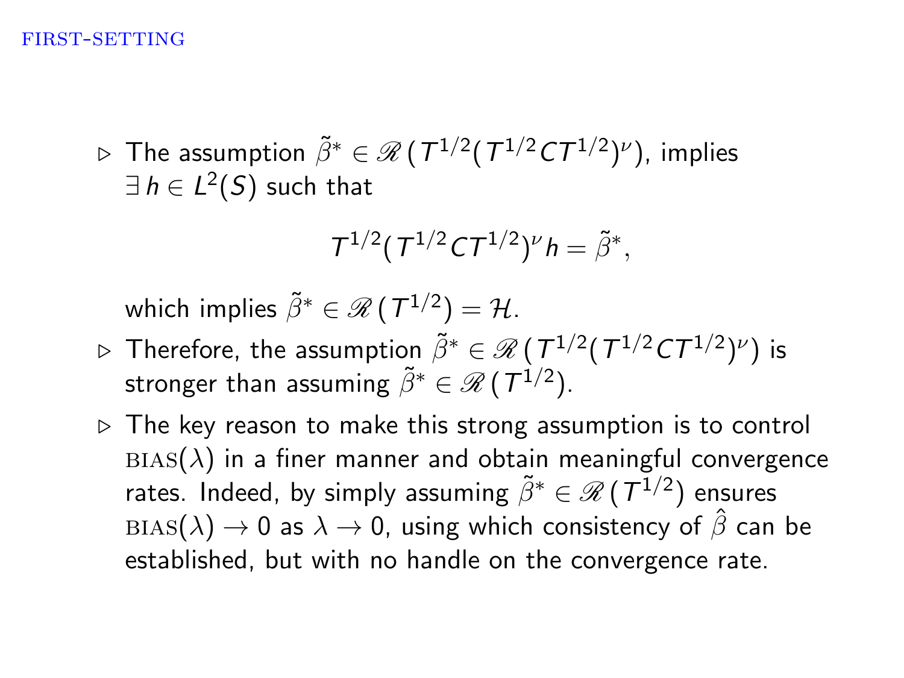- ▷ The assumption $\tilde{\beta}^* \in \mathscr{R}\,(T^{1/2}(T^{1/2}CT^{1/2})^\nu)$, implies $\exists\, h \in L^2(S)$ such that

$$T^{1/2}(T^{1/2}CT^{1/2})^\nu h = \tilde{\beta}^*,$$

  which implies $\tilde{\beta}^* \in \mathscr{R}\,(T^{1/2}) = \mathcal{H}$.

- ▷ Therefore, the assumption $\tilde{\beta}^* \in \mathscr{R}\,(T^{1/2}(T^{1/2}CT^{1/2})^\nu)$ is stronger than assuming $\tilde{\beta}^* \in \mathscr{R}\,(T^{1/2})$.

- ▷ The key reason to make this strong assumption is to control $\text{BIAS}(\lambda)$ in a finer manner and obtain meaningful convergence rates. Indeed, by simply assuming $\tilde{\beta}^* \in \mathscr{R}\,(T^{1/2})$ ensures $\text{BIAS}(\lambda) \to 0$ as $\lambda \to 0$, using which consistency of $\hat{\beta}$ can be established, but with no handle on the convergence rate.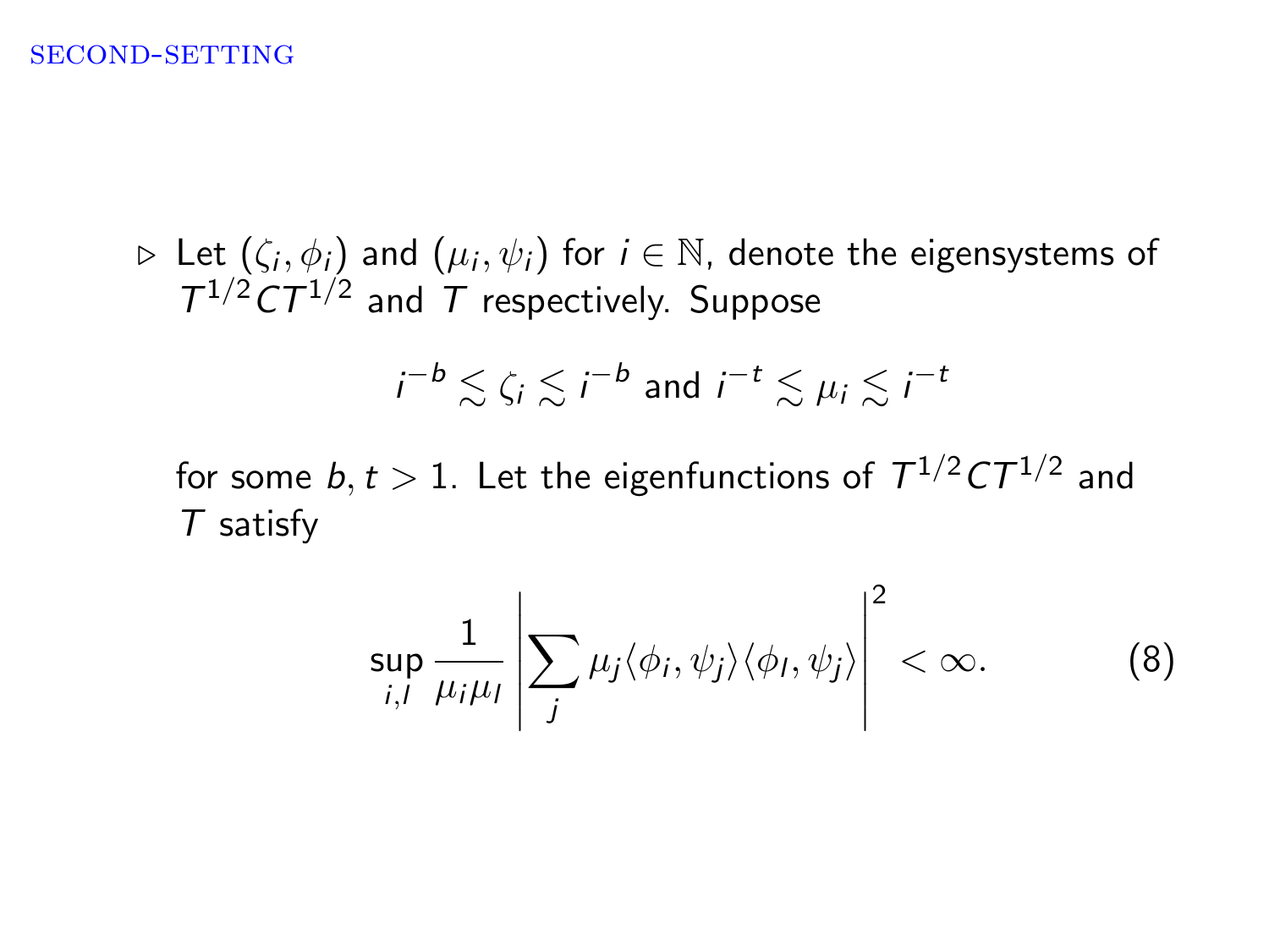SECOND-SETTING

- ▷ Let $(\zeta_i, \phi_i)$ and $(\mu_i, \psi_i)$ for $i \in \mathbb{N}$, denote the eigensystems of $T^{1/2}CT^{1/2}$ and $T$ respectively. Suppose

$$i^{-b} \lesssim \zeta_i \lesssim i^{-b} \text{ and } i^{-t} \lesssim \mu_i \lesssim i^{-t}$$

for some $b, t > 1$. Let the eigenfunctions of $T^{1/2}CT^{1/2}$ and $T$ satisfy

$$\sup_{i,l} \frac{1}{\mu_i \mu_l} \left| \sum_j \mu_j \langle \phi_i, \psi_j \rangle \langle \phi_l, \psi_j \rangle \right|^2 < \infty. \tag{8}$$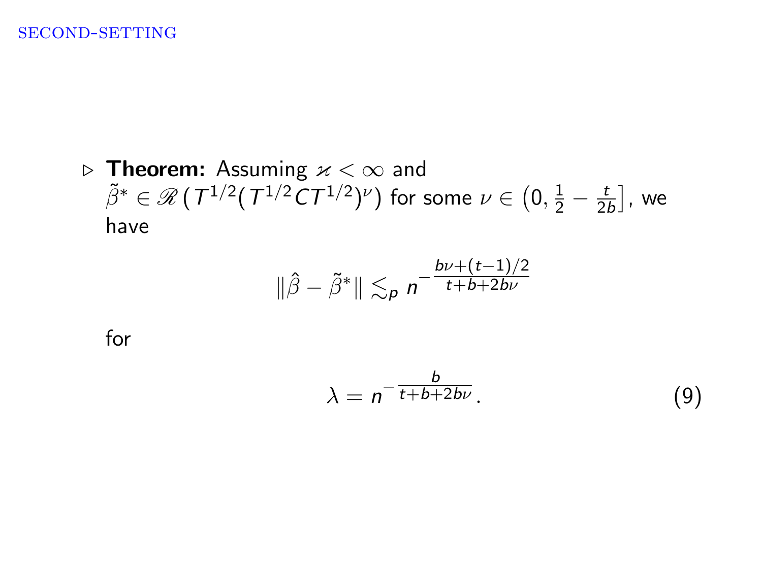▷ **Theorem:** Assuming $\varkappa < \infty$ and $\tilde{\beta}^* \in \mathscr{R}\,(T^{1/2}(T^{1/2}CT^{1/2})^{\nu})$ for some $\nu \in \left(0, \frac{1}{2} - \frac{t}{2b}\right]$, we have

$$\|\hat{\beta} - \tilde{\beta}^*\| \lesssim_p n^{-\frac{b\nu + (t-1)/2}{t+b+2b\nu}}$$

for

$$\lambda = n^{-\frac{b}{t+b+2b\nu}}. \tag{9}$$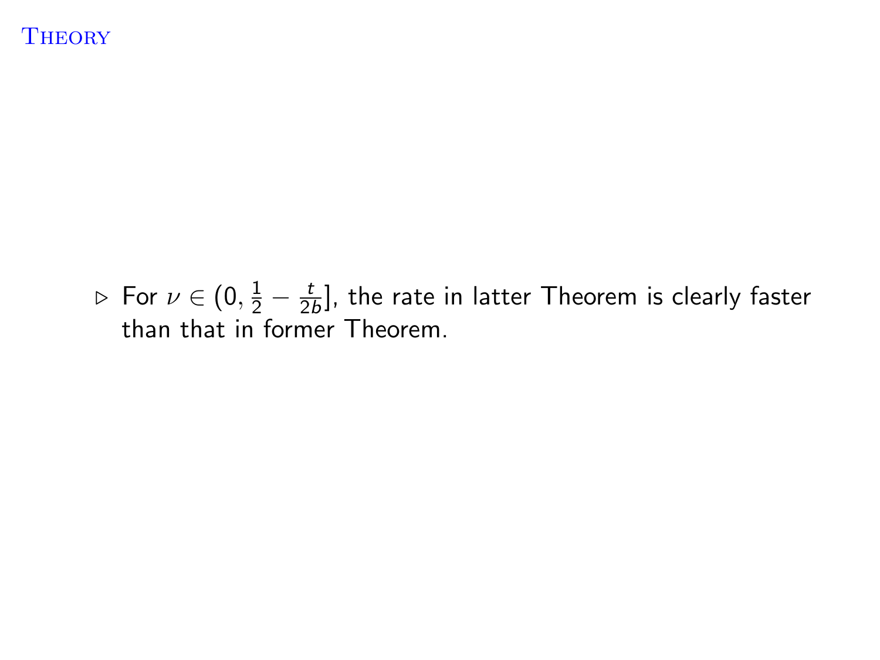# Theory

- ▷ For $\nu \in (0, \frac{1}{2} - \frac{t}{2b}]$, the rate in latter Theorem is clearly faster than that in former Theorem.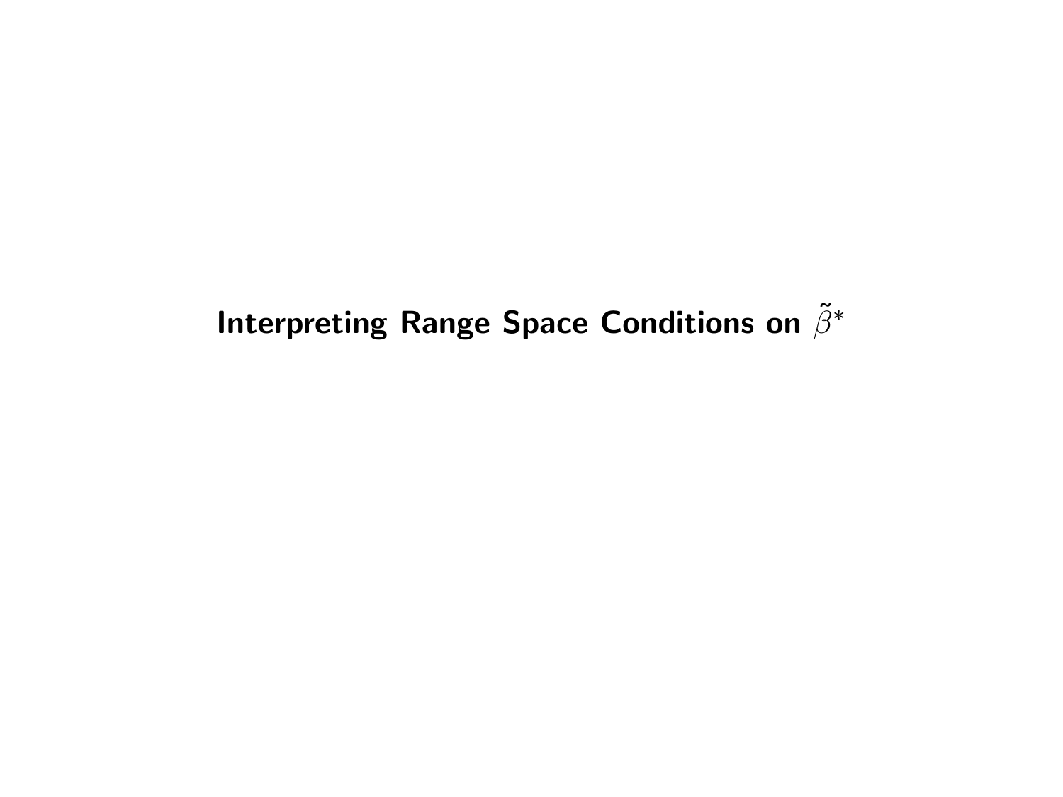# Interpreting Range Space Conditions on $\tilde{\beta}^*$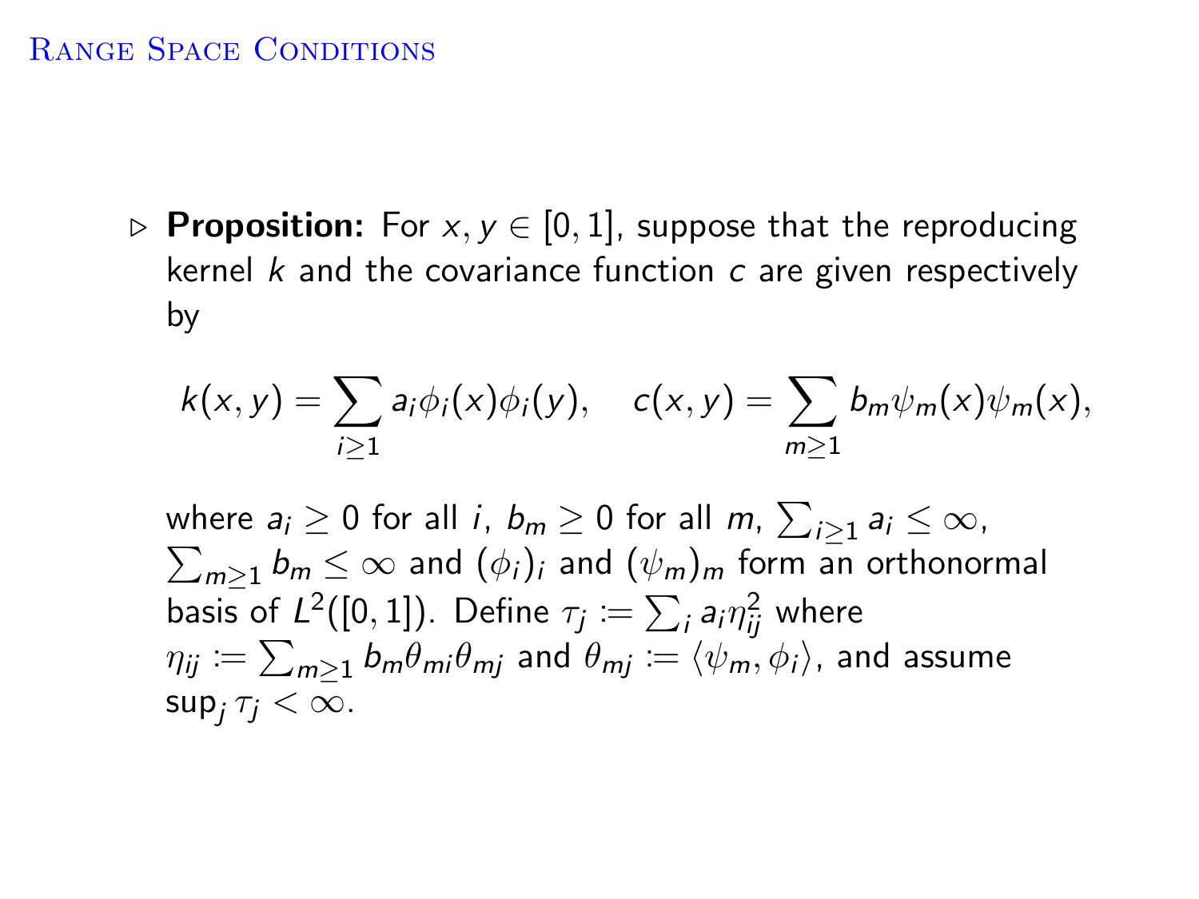# Range Space Conditions

- **Proposition:** For $x, y \in [0,1]$, suppose that the reproducing kernel $k$ and the covariance function $c$ are given respectively by

$$k(x,y) = \sum_{i \geq 1} a_i \phi_i(x)\phi_i(y), \quad c(x,y) = \sum_{m \geq 1} b_m \psi_m(x)\psi_m(x),$$

  where $a_i \geq 0$ for all $i$, $b_m \geq 0$ for all $m$, $\sum_{i \geq 1} a_i \leq \infty$, $\sum_{m \geq 1} b_m \leq \infty$ and $(\phi_i)_i$ and $(\psi_m)_m$ form an orthonormal basis of $L^2([0,1])$. Define $\tau_j := \sum_i a_i \eta_{ij}^2$ where $\eta_{ij} := \sum_{m \geq 1} b_m \theta_{mi} \theta_{mj}$ and $\theta_{mj} := \langle \psi_m, \phi_i \rangle$, and assume $\sup_j \tau_j < \infty$.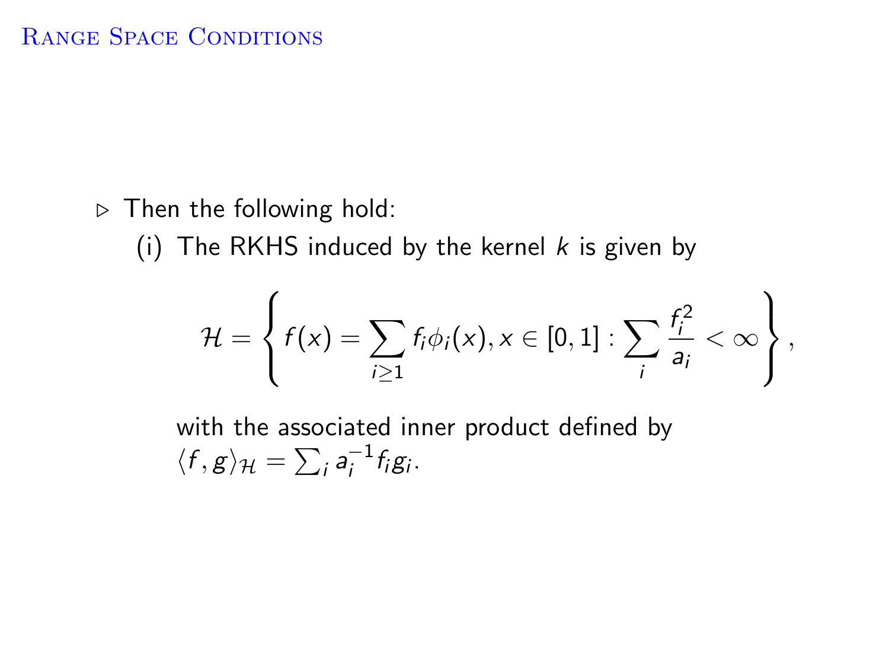# Range Space Conditions

- Then the following hold:

  (i) The RKHS induced by the kernel $k$ is given by

  $$\mathcal{H} = \left\{ f(x) = \sum_{i \geq 1} f_i \phi_i(x), x \in [0,1] : \sum_i \frac{f_i^2}{a_i} < \infty \right\},$$

  with the associated inner product defined by $\langle f, g \rangle_{\mathcal{H}} = \sum_i a_i^{-1} f_i g_i$.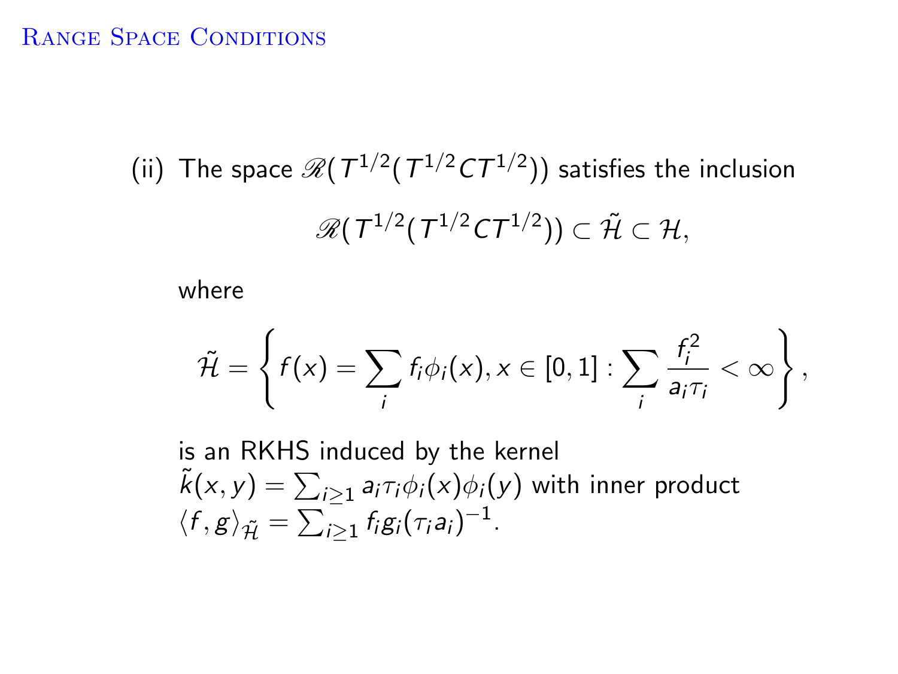# Range Space Conditions

(ii) The space $\mathscr{R}(T^{1/2}(T^{1/2}CT^{1/2}))$ satisfies the inclusion

$$\mathscr{R}(T^{1/2}(T^{1/2}CT^{1/2})) \subset \tilde{\mathcal{H}} \subset \mathcal{H},$$

where

$$\tilde{\mathcal{H}} = \left\{ f(x) = \sum_i f_i \phi_i(x), x \in [0,1] : \sum_i \frac{f_i^2}{a_i \tau_i} < \infty \right\},$$

is an RKHS induced by the kernel $\tilde{k}(x,y) = \sum_{i \geq 1} a_i \tau_i \phi_i(x) \phi_i(y)$ with inner product $\langle f, g \rangle_{\tilde{\mathcal{H}}} = \sum_{i \geq 1} f_i g_i (\tau_i a_i)^{-1}$.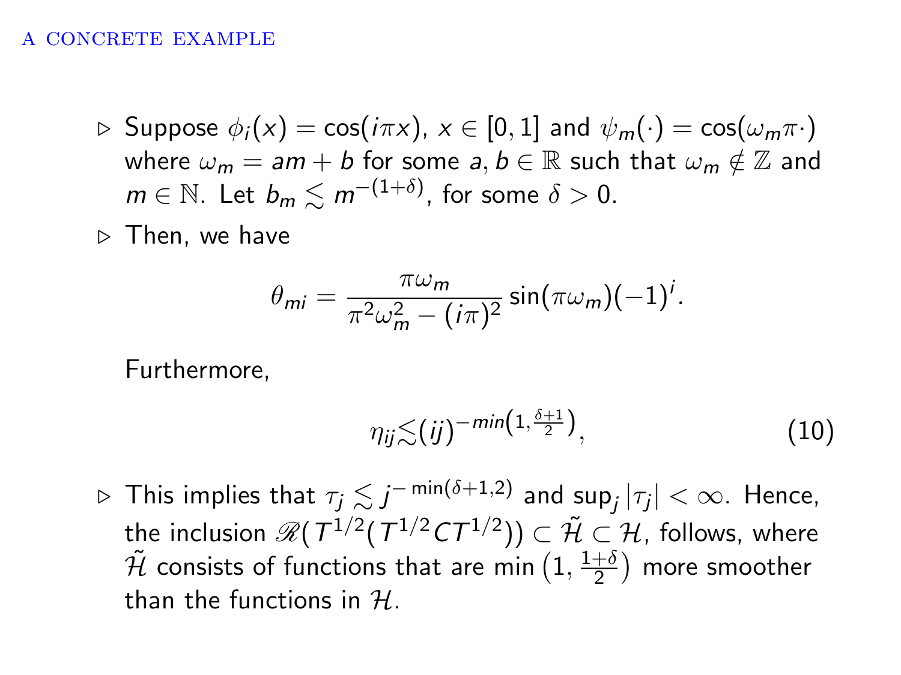## A CONCRETE EXAMPLE

- Suppose $\phi_i(x) = \cos(i\pi x)$, $x \in [0,1]$ and $\psi_m(\cdot) = \cos(\omega_m \pi \cdot)$ where $\omega_m = am + b$ for some $a, b \in \mathbb{R}$ such that $\omega_m \notin \mathbb{Z}$ and $m \in \mathbb{N}$. Let $b_m \lesssim m^{-(1+\delta)}$, for some $\delta > 0$.
- Then, we have

$$\theta_{mi} = \frac{\pi \omega_m}{\pi^2 \omega_m^2 - (i\pi)^2} \sin(\pi \omega_m)(-1)^i.$$

Furthermore,

$$\eta_{ij} \lesssim (ij)^{-min\left(1, \frac{\delta+1}{2}\right)}, \tag{10}$$

- This implies that $\tau_j \lesssim j^{-\min(\delta+1,2)}$ and $\sup_j |\tau_j| < \infty$. Hence, the inclusion $\mathscr{R}(T^{1/2}(T^{1/2}CT^{1/2})) \subset \tilde{\mathcal{H}} \subset \mathcal{H}$, follows, where $\tilde{\mathcal{H}}$ consists of functions that are $\min\left(1, \frac{1+\delta}{2}\right)$ more smoother than the functions in $\mathcal{H}$.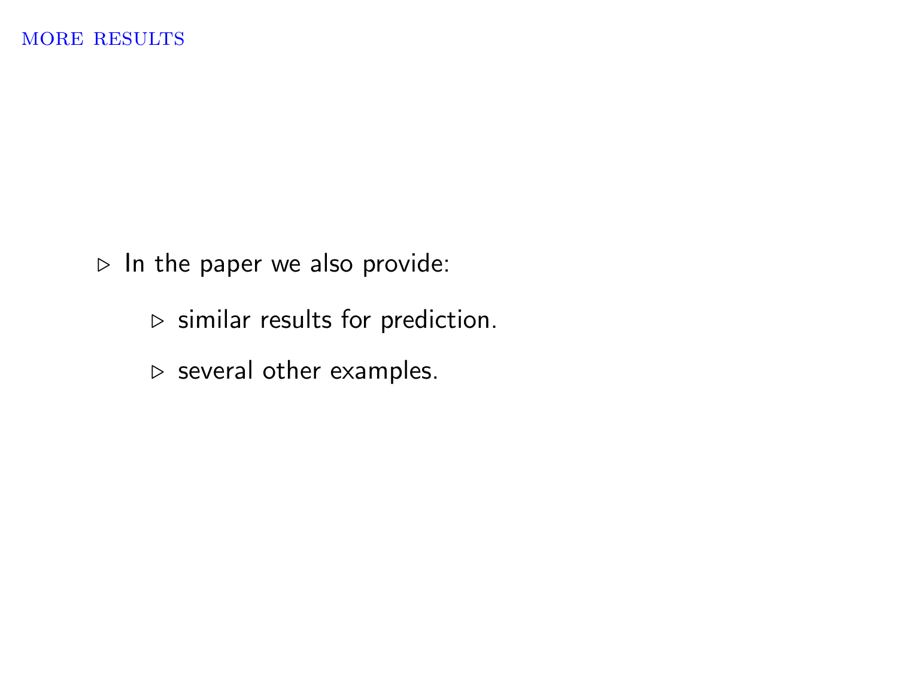## MORE RESULTS

- In the paper we also provide:
  - similar results for prediction.
  - several other examples.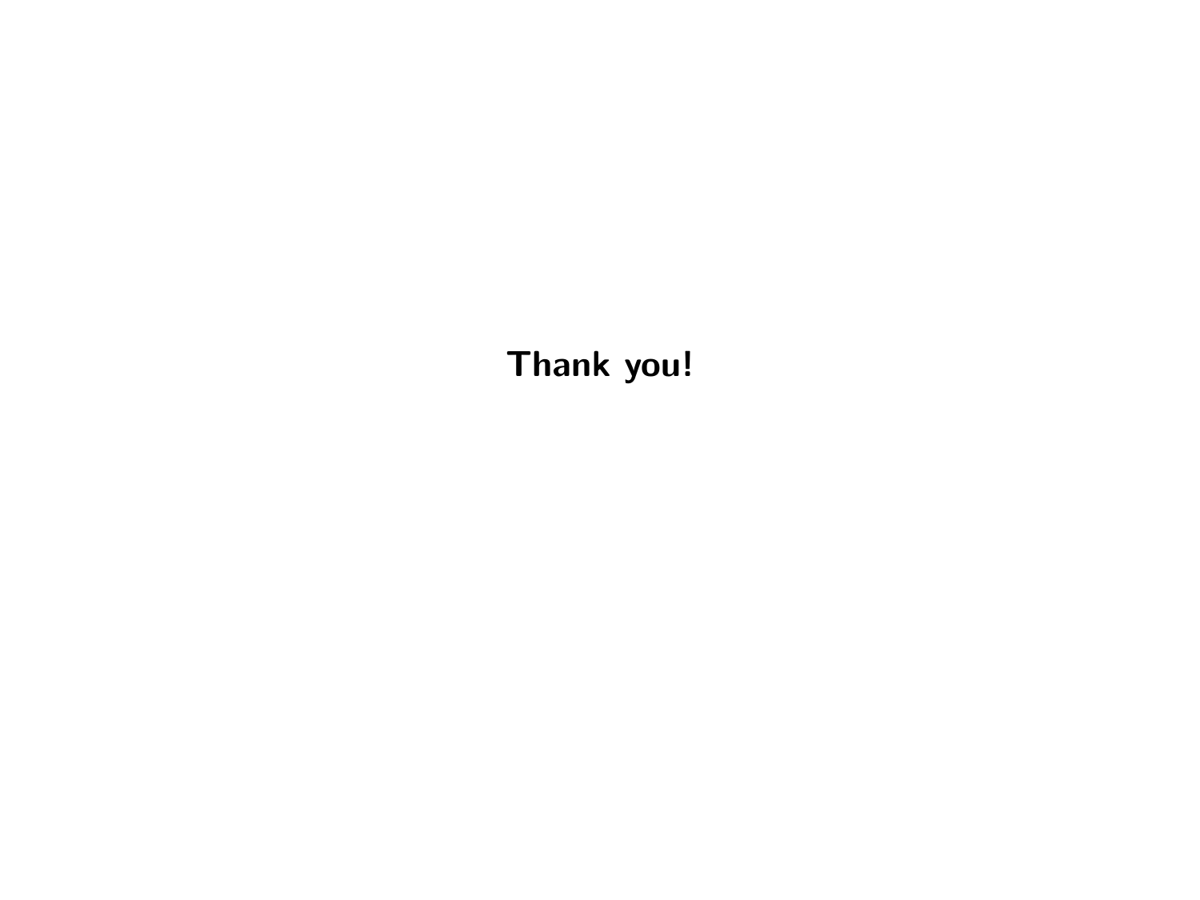**Thank you!**